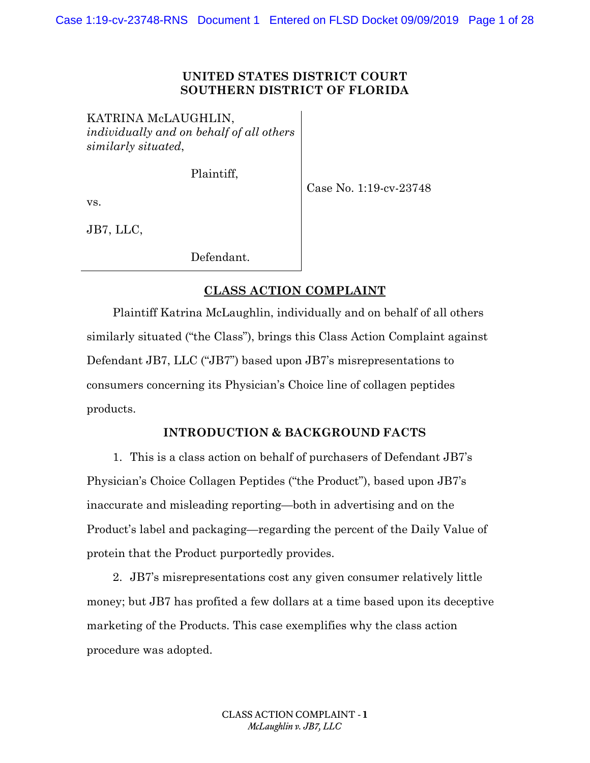**UNITED STATES DISTRICT COURT**
**SOUTHERN DISTRICT OF FLORIDA**

KATRINA McLAUGHLIN,
*individually and on behalf of all others similarly situated*,

Plaintiff,

vs.

JB7, LLC,

Defendant.

Case No. 1:19-cv-23748

## CLASS ACTION COMPLAINT

Plaintiff Katrina McLaughlin, individually and on behalf of all others similarly situated ("the Class"), brings this Class Action Complaint against Defendant JB7, LLC ("JB7") based upon JB7's misrepresentations to consumers concerning its Physician's Choice line of collagen peptides products.

## INTRODUCTION & BACKGROUND FACTS

1. This is a class action on behalf of purchasers of Defendant JB7's Physician's Choice Collagen Peptides ("the Product"), based upon JB7's inaccurate and misleading reporting—both in advertising and on the Product's label and packaging—regarding the percent of the Daily Value of protein that the Product purportedly provides.

2. JB7's misrepresentations cost any given consumer relatively little money; but JB7 has profited a few dollars at a time based upon its deceptive marketing of the Products. This case exemplifies why the class action procedure was adopted.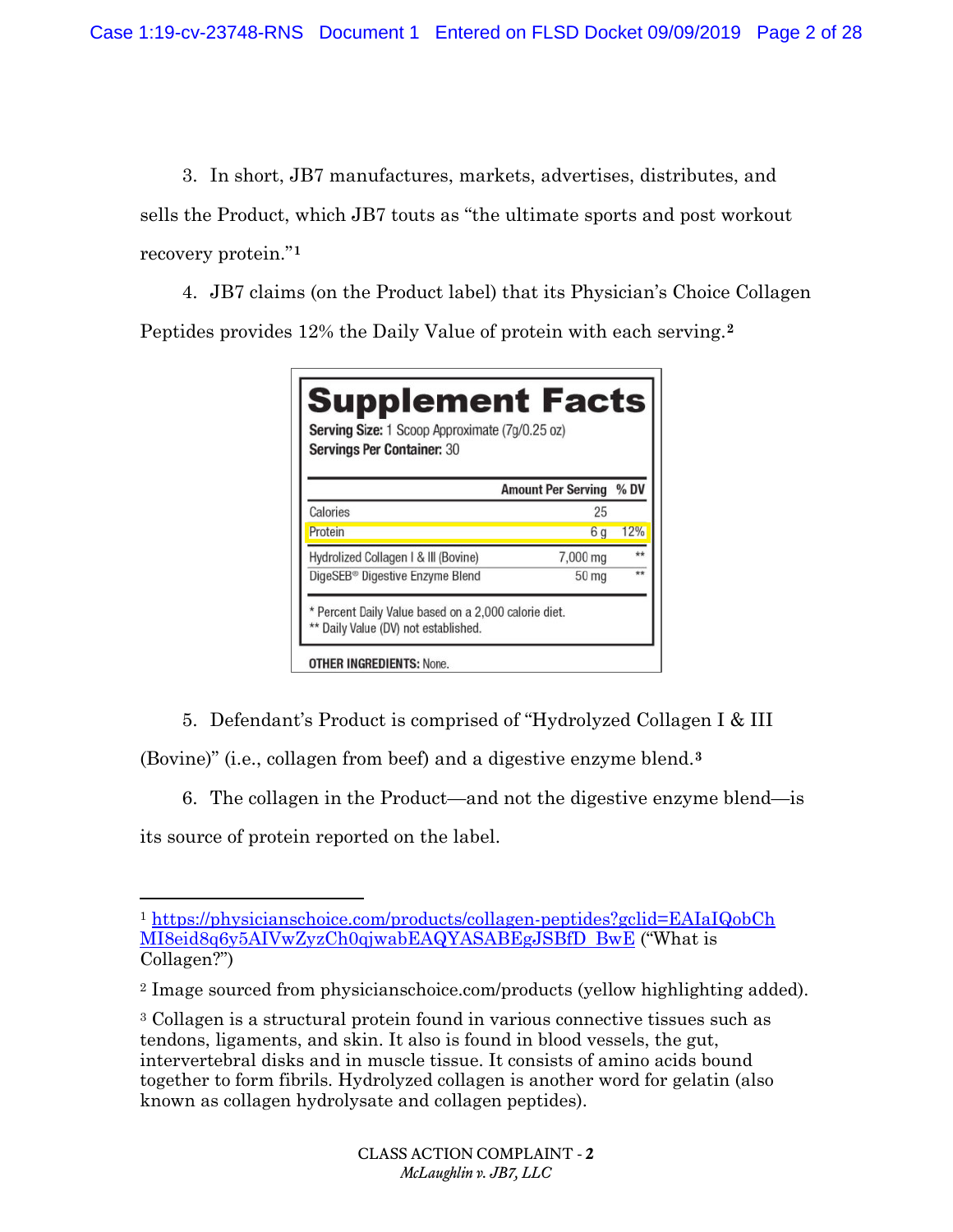3. In short, JB7 manufactures, markets, advertises, distributes, and sells the Product, which JB7 touts as "the ultimate sports and post workout recovery protein."[1]

4. JB7 claims (on the Product label) that its Physician's Choice Collagen Peptides provides 12% the Daily Value of protein with each serving.[2]

**Supplement Facts**

**Serving Size:** 1 Scoop Approximate (7g/0.25 oz)
**Servings Per Container:** 30

| | Amount Per Serving | % DV |
|---|---|---|
| Calories | 25 | |
| Protein | 6 g | 12% |
| Hydrolized Collagen I & III (Bovine) | 7,000 mg | ** |
| DigeSEB® Digestive Enzyme Blend | 50 mg | ** |

* Percent Daily Value based on a 2,000 calorie diet.
** Daily Value (DV) not established.

**OTHER INGREDIENTS:** None.

5. Defendant's Product is comprised of "Hydrolyzed Collagen I & III (Bovine)" (i.e., collagen from beef) and a digestive enzyme blend.[3]

6. The collagen in the Product—and not the digestive enzyme blend—is its source of protein reported on the label.

---

[1] https://physicianschoice.com/products/collagen-peptides?gclid=EAIaIQobChMI8eid8q6y5AIVwZyzCh0qjwabEAQYASABEgJSBfD_BwE ("What is Collagen?")

[2] Image sourced from physicianschoice.com/products (yellow highlighting added).

[3] Collagen is a structural protein found in various connective tissues such as tendons, ligaments, and skin. It also is found in blood vessels, the gut, intervertebral disks and in muscle tissue. It consists of amino acids bound together to form fibrils. Hydrolyzed collagen is another word for gelatin (also known as collagen hydrolysate and collagen peptides).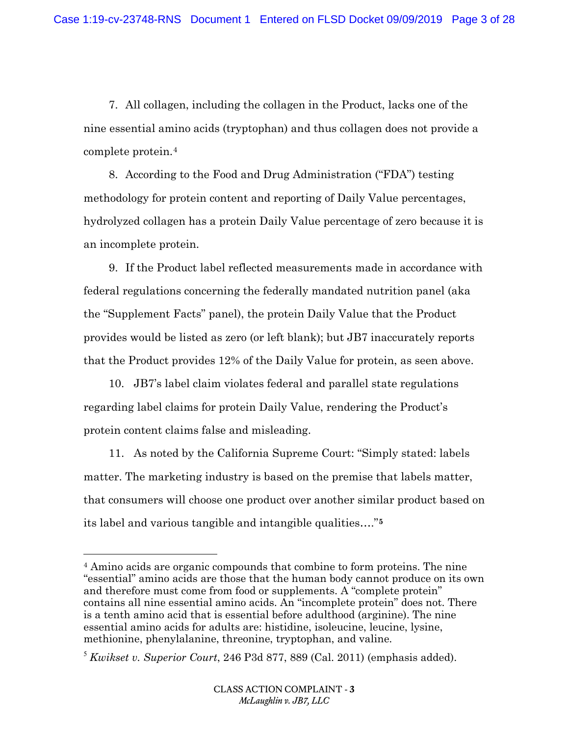7. All collagen, including the collagen in the Product, lacks one of the nine essential amino acids (tryptophan) and thus collagen does not provide a complete protein.[4]

8. According to the Food and Drug Administration ("FDA") testing methodology for protein content and reporting of Daily Value percentages, hydrolyzed collagen has a protein Daily Value percentage of zero because it is an incomplete protein.

9. If the Product label reflected measurements made in accordance with federal regulations concerning the federally mandated nutrition panel (aka the "Supplement Facts" panel), the protein Daily Value that the Product provides would be listed as zero (or left blank); but JB7 inaccurately reports that the Product provides 12% of the Daily Value for protein, as seen above.

10. JB7's label claim violates federal and parallel state regulations regarding label claims for protein Daily Value, rendering the Product's protein content claims false and misleading.

11. As noted by the California Supreme Court: "Simply stated: labels matter. The marketing industry is based on the premise that labels matter, that consumers will choose one product over another similar product based on its label and various tangible and intangible qualities…."[5]

---

[4] Amino acids are organic compounds that combine to form proteins. The nine "essential" amino acids are those that the human body cannot produce on its own and therefore must come from food or supplements. A "complete protein" contains all nine essential amino acids. An "incomplete protein" does not. There is a tenth amino acid that is essential before adulthood (arginine). The nine essential amino acids for adults are: histidine, isoleucine, leucine, lysine, methionine, phenylalanine, threonine, tryptophan, and valine.

[5] *Kwikset v. Superior Court*, 246 P3d 877, 889 (Cal. 2011) (emphasis added).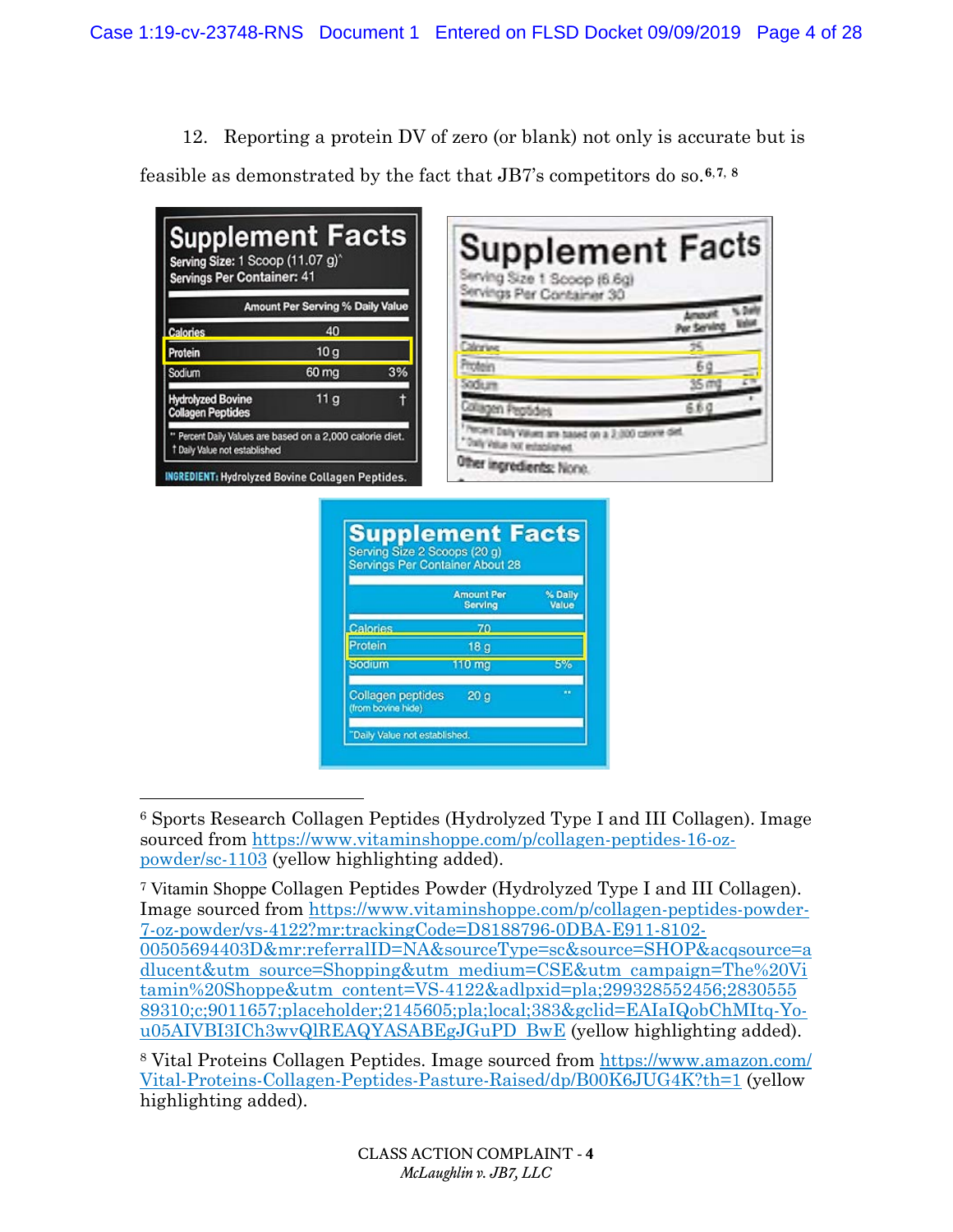12. Reporting a protein DV of zero (or blank) not only is accurate but is feasible as demonstrated by the fact that JB7's competitors do so.[6,7,8]

**Supplement Facts**
Serving Size: 1 Scoop (11.07 g)^
Servings Per Container: 41

| | Amount Per Serving | % Daily Value |
|---|---|---|
| Calories | 40 | |
| Protein | 10 g | |
| Sodium | 60 mg | 3% |
| Hydrolyzed Bovine Collagen Peptides | 11 g | † |

\* Percent Daily Values are based on a 2,000 calorie diet.
† Daily Value not established

INGREDIENT: Hydrolyzed Bovine Collagen Peptides.

**Supplement Facts**
Serving Size 1 Scoop (6.6g)
Servings Per Container 30

| | Amount Per Serving | % Daily Value |
|---|---|---|
| Calories | 25 | |
| Protein | 6 g | |
| Sodium | 35 mg | 2% |
| Collagen Peptides | 6.6 g | * |

\*Percent Daily Values are based on a 2,000 calorie diet.
\*Daily Value not established.

Other ingredients: None.

**Supplement Facts**
Serving Size 2 Scoops (20 g)
Servings Per Container About 28

| | Amount Per Serving | % Daily Value |
|---|---|---|
| Calories | 70 | |
| Protein | 18 g | |
| Sodium | 110 mg | 5% |
| Collagen peptides (from bovine hide) | 20 g | ** |

\*\*Daily Value not established.

---

[6] Sports Research Collagen Peptides (Hydrolyzed Type I and III Collagen). Image sourced from https://www.vitaminshoppe.com/p/collagen-peptides-16-oz-powder/sc-1103 (yellow highlighting added).

[7] Vitamin Shoppe Collagen Peptides Powder (Hydrolyzed Type I and III Collagen). Image sourced from https://www.vitaminshoppe.com/p/collagen-peptides-powder-7-oz-powder/vs-4122?mr:trackingCode=D8188796-0DBA-E911-8102-00505694403D&mr:referralID=NA&sourceType=sc&source=SHOP&acqsource=adlucent&utm_source=Shopping&utm_medium=CSE&utm_campaign=The%20Vitamin%20Shoppe&utm_content=VS-4122&adlpxid=pla;299328552456;283055589310;c;9011657;placeholder;2145605;pla;local;383&gclid=EAIaIQobChMItq-Yo-u05AIVBI3ICh3wvQlREAQYASABEgJGuPD_BwE (yellow highlighting added).

[8] Vital Proteins Collagen Peptides. Image sourced from https://www.amazon.com/Vital-Proteins-Collagen-Peptides-Pasture-Raised/dp/B00K6JUG4K?th=1 (yellow highlighting added).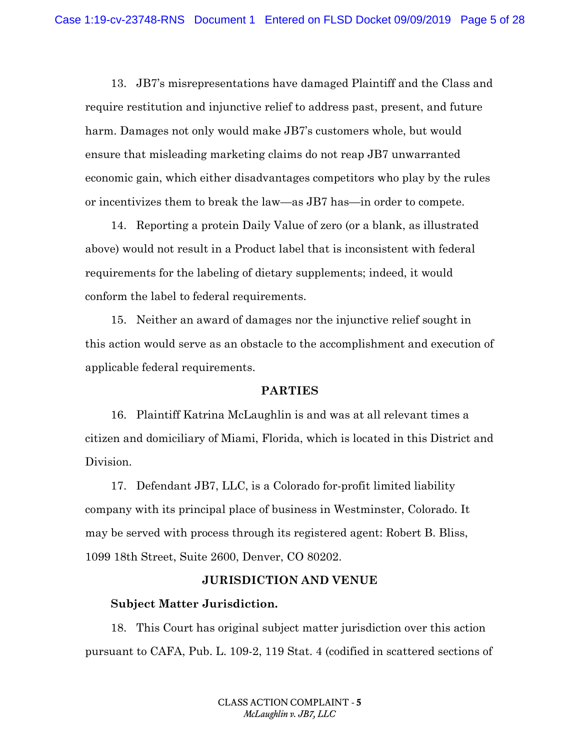13. JB7's misrepresentations have damaged Plaintiff and the Class and require restitution and injunctive relief to address past, present, and future harm. Damages not only would make JB7's customers whole, but would ensure that misleading marketing claims do not reap JB7 unwarranted economic gain, which either disadvantages competitors who play by the rules or incentivizes them to break the law—as JB7 has—in order to compete.

14. Reporting a protein Daily Value of zero (or a blank, as illustrated above) would not result in a Product label that is inconsistent with federal requirements for the labeling of dietary supplements; indeed, it would conform the label to federal requirements.

15. Neither an award of damages nor the injunctive relief sought in this action would serve as an obstacle to the accomplishment and execution of applicable federal requirements.

## PARTIES

16. Plaintiff Katrina McLaughlin is and was at all relevant times a citizen and domiciliary of Miami, Florida, which is located in this District and Division.

17. Defendant JB7, LLC, is a Colorado for-profit limited liability company with its principal place of business in Westminster, Colorado. It may be served with process through its registered agent: Robert B. Bliss, 1099 18th Street, Suite 2600, Denver, CO 80202.

## JURISDICTION AND VENUE

**Subject Matter Jurisdiction.**

18. This Court has original subject matter jurisdiction over this action pursuant to CAFA, Pub. L. 109-2, 119 Stat. 4 (codified in scattered sections of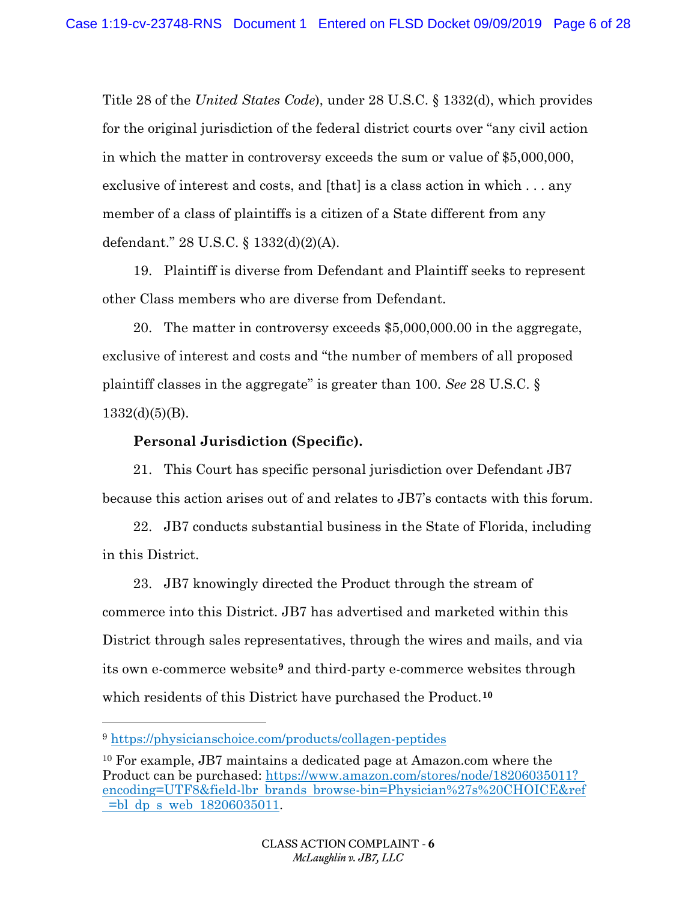Title 28 of the *United States Code*), under 28 U.S.C. § 1332(d), which provides for the original jurisdiction of the federal district courts over "any civil action in which the matter in controversy exceeds the sum or value of $5,000,000, exclusive of interest and costs, and [that] is a class action in which . . . any member of a class of plaintiffs is a citizen of a State different from any defendant." 28 U.S.C. § 1332(d)(2)(A).

19. Plaintiff is diverse from Defendant and Plaintiff seeks to represent other Class members who are diverse from Defendant.

20. The matter in controversy exceeds $5,000,000.00 in the aggregate, exclusive of interest and costs and "the number of members of all proposed plaintiff classes in the aggregate" is greater than 100. *See* 28 U.S.C. § 1332(d)(5)(B).

**Personal Jurisdiction (Specific).**

21. This Court has specific personal jurisdiction over Defendant JB7 because this action arises out of and relates to JB7's contacts with this forum.

22. JB7 conducts substantial business in the State of Florida, including in this District.

23. JB7 knowingly directed the Product through the stream of commerce into this District. JB7 has advertised and marketed within this District through sales representatives, through the wires and mails, and via its own e-commerce website[9] and third-party e-commerce websites through which residents of this District have purchased the Product.[10]

---

[9] https://physicianschoice.com/products/collagen-peptides

[10] For example, JB7 maintains a dedicated page at Amazon.com where the Product can be purchased: https://www.amazon.com/stores/node/18206035011?_encoding=UTF8&field-lbr_brands_browse-bin=Physician%27s%20CHOICE&ref_=bl_dp_s_web_18206035011.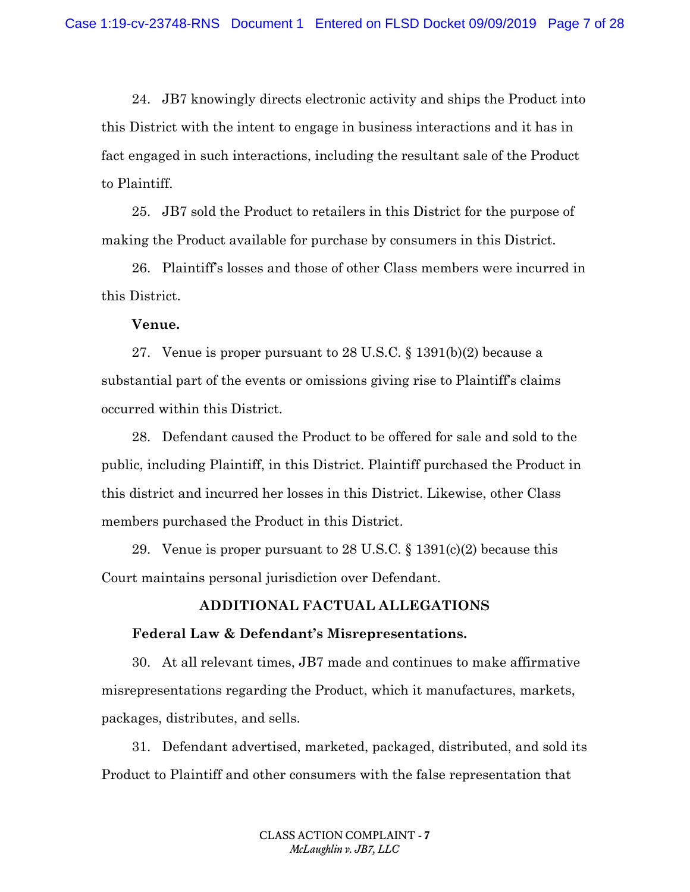24. JB7 knowingly directs electronic activity and ships the Product into this District with the intent to engage in business interactions and it has in fact engaged in such interactions, including the resultant sale of the Product to Plaintiff.

25. JB7 sold the Product to retailers in this District for the purpose of making the Product available for purchase by consumers in this District.

26. Plaintiff's losses and those of other Class members were incurred in this District.

**Venue.**

27. Venue is proper pursuant to 28 U.S.C. § 1391(b)(2) because a substantial part of the events or omissions giving rise to Plaintiff's claims occurred within this District.

28. Defendant caused the Product to be offered for sale and sold to the public, including Plaintiff, in this District. Plaintiff purchased the Product in this district and incurred her losses in this District. Likewise, other Class members purchased the Product in this District.

29. Venue is proper pursuant to 28 U.S.C. § 1391(c)(2) because this Court maintains personal jurisdiction over Defendant.

## ADDITIONAL FACTUAL ALLEGATIONS

**Federal Law & Defendant's Misrepresentations.**

30. At all relevant times, JB7 made and continues to make affirmative misrepresentations regarding the Product, which it manufactures, markets, packages, distributes, and sells.

31. Defendant advertised, marketed, packaged, distributed, and sold its Product to Plaintiff and other consumers with the false representation that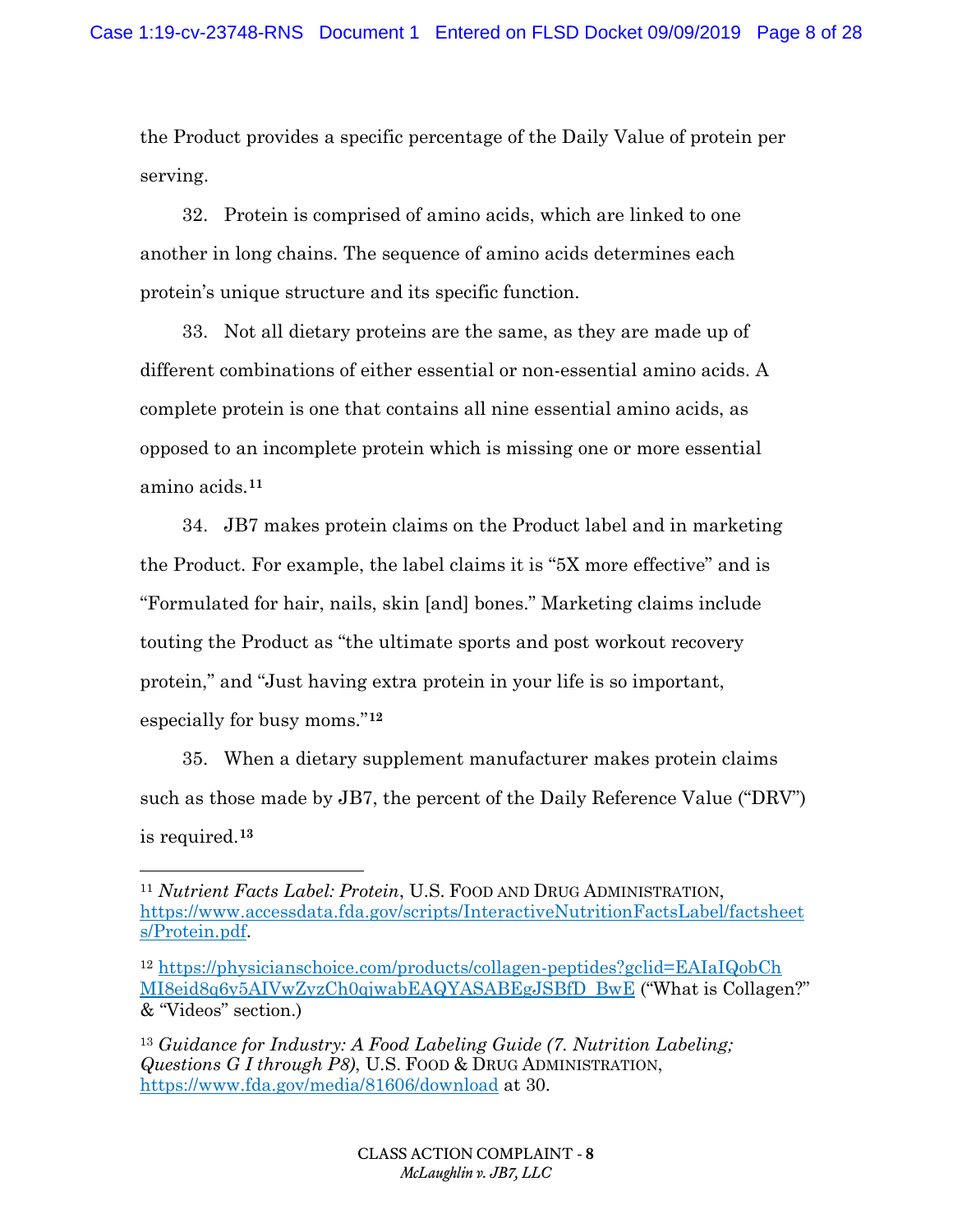the Product provides a specific percentage of the Daily Value of protein per serving.

32. Protein is comprised of amino acids, which are linked to one another in long chains. The sequence of amino acids determines each protein's unique structure and its specific function.

33. Not all dietary proteins are the same, as they are made up of different combinations of either essential or non-essential amino acids. A complete protein is one that contains all nine essential amino acids, as opposed to an incomplete protein which is missing one or more essential amino acids.[11]

34. JB7 makes protein claims on the Product label and in marketing the Product. For example, the label claims it is "5X more effective" and is "Formulated for hair, nails, skin [and] bones." Marketing claims include touting the Product as "the ultimate sports and post workout recovery protein," and "Just having extra protein in your life is so important, especially for busy moms."[12]

35. When a dietary supplement manufacturer makes protein claims such as those made by JB7, the percent of the Daily Reference Value ("DRV") is required.[13]

---

[11] *Nutrient Facts Label: Protein*, U.S. FOOD AND DRUG ADMINISTRATION, https://www.accessdata.fda.gov/scripts/InteractiveNutritionFactsLabel/factsheets/Protein.pdf.

[12] https://physicianschoice.com/products/collagen-peptides?gclid=EAIaIQobChMI8eid8q6y5AIVwZyzCh0qjwabEAQYASABEgJSBfD_BwE ("What is Collagen?" & "Videos" section.)

[13] *Guidance for Industry: A Food Labeling Guide (7. Nutrition Labeling; Questions G I through P8)*, U.S. FOOD & DRUG ADMINISTRATION, https://www.fda.gov/media/81606/download at 30.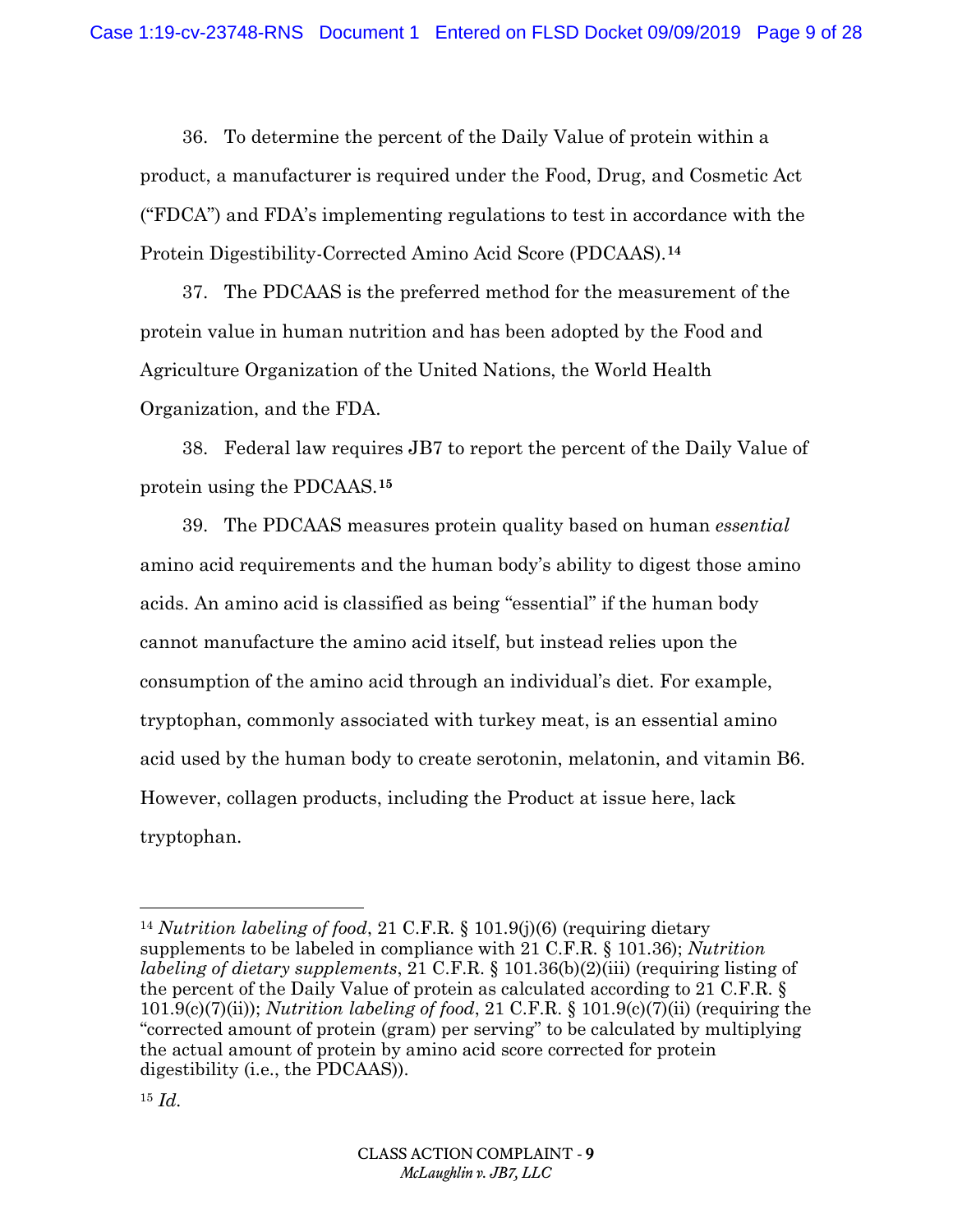36. To determine the percent of the Daily Value of protein within a product, a manufacturer is required under the Food, Drug, and Cosmetic Act ("FDCA") and FDA's implementing regulations to test in accordance with the Protein Digestibility-Corrected Amino Acid Score (PDCAAS).[14]

37. The PDCAAS is the preferred method for the measurement of the protein value in human nutrition and has been adopted by the Food and Agriculture Organization of the United Nations, the World Health Organization, and the FDA.

38. Federal law requires JB7 to report the percent of the Daily Value of protein using the PDCAAS.[15]

39. The PDCAAS measures protein quality based on human *essential* amino acid requirements and the human body's ability to digest those amino acids. An amino acid is classified as being "essential" if the human body cannot manufacture the amino acid itself, but instead relies upon the consumption of the amino acid through an individual's diet. For example, tryptophan, commonly associated with turkey meat, is an essential amino acid used by the human body to create serotonin, melatonin, and vitamin B6. However, collagen products, including the Product at issue here, lack tryptophan.

---

[14] *Nutrition labeling of food*, 21 C.F.R. § 101.9(j)(6) (requiring dietary supplements to be labeled in compliance with 21 C.F.R. § 101.36); *Nutrition labeling of dietary supplements*, 21 C.F.R. § 101.36(b)(2)(iii) (requiring listing of the percent of the Daily Value of protein as calculated according to 21 C.F.R. § 101.9(c)(7)(ii)); *Nutrition labeling of food*, 21 C.F.R. § 101.9(c)(7)(ii) (requiring the "corrected amount of protein (gram) per serving" to be calculated by multiplying the actual amount of protein by amino acid score corrected for protein digestibility (i.e., the PDCAAS)).

[15] *Id.*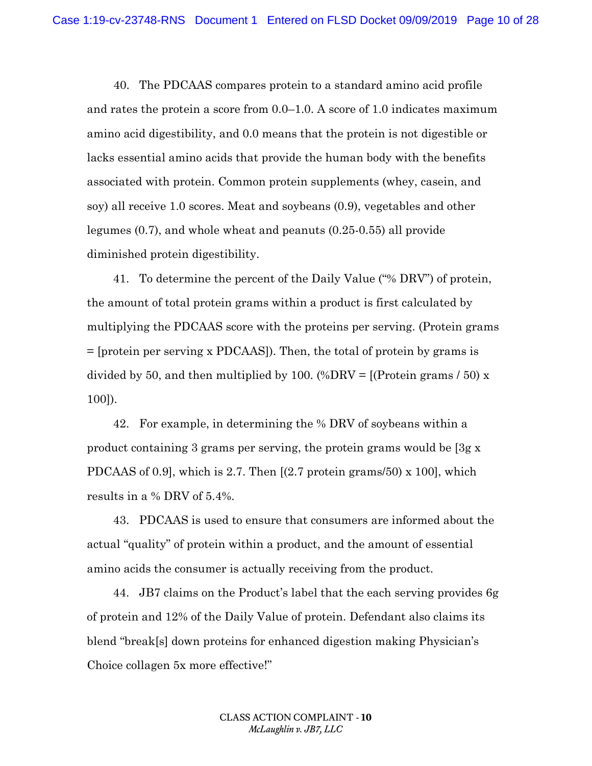40. The PDCAAS compares protein to a standard amino acid profile and rates the protein a score from 0.0–1.0. A score of 1.0 indicates maximum amino acid digestibility, and 0.0 means that the protein is not digestible or lacks essential amino acids that provide the human body with the benefits associated with protein. Common protein supplements (whey, casein, and soy) all receive 1.0 scores. Meat and soybeans (0.9), vegetables and other legumes (0.7), and whole wheat and peanuts (0.25-0.55) all provide diminished protein digestibility.

41. To determine the percent of the Daily Value ("% DRV") of protein, the amount of total protein grams within a product is first calculated by multiplying the PDCAAS score with the proteins per serving. (Protein grams = [protein per serving x PDCAAS]). Then, the total of protein by grams is divided by 50, and then multiplied by 100. (%DRV = [(Protein grams / 50) x 100]).

42. For example, in determining the % DRV of soybeans within a product containing 3 grams per serving, the protein grams would be [3g x PDCAAS of 0.9], which is 2.7. Then [(2.7 protein grams/50) x 100], which results in a % DRV of 5.4%.

43. PDCAAS is used to ensure that consumers are informed about the actual "quality" of protein within a product, and the amount of essential amino acids the consumer is actually receiving from the product.

44. JB7 claims on the Product's label that the each serving provides 6g of protein and 12% of the Daily Value of protein. Defendant also claims its blend "break[s] down proteins for enhanced digestion making Physician's Choice collagen 5x more effective!"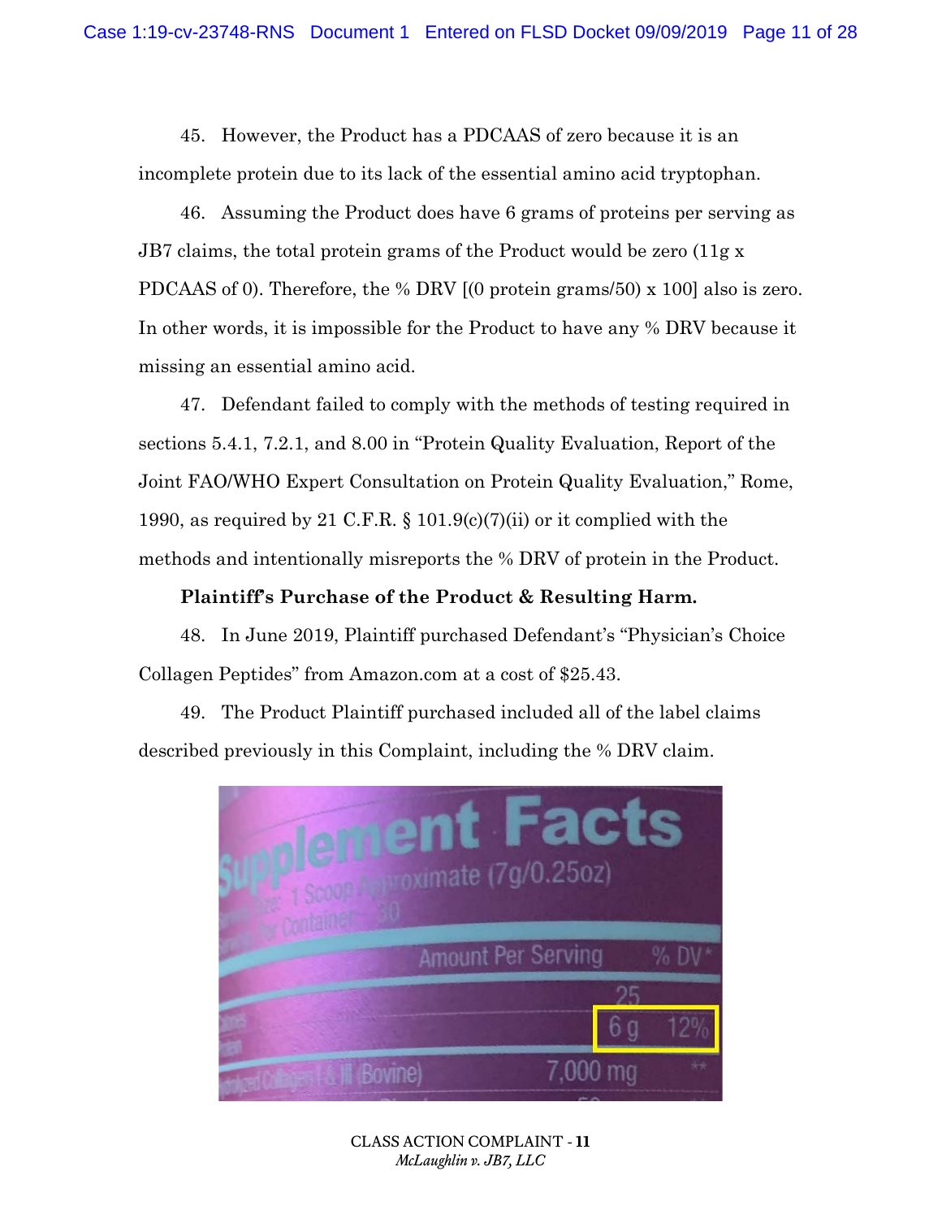45. However, the Product has a PDCAAS of zero because it is an incomplete protein due to its lack of the essential amino acid tryptophan.

46. Assuming the Product does have 6 grams of proteins per serving as JB7 claims, the total protein grams of the Product would be zero (11g x PDCAAS of 0). Therefore, the % DRV [(0 protein grams/50) x 100] also is zero. In other words, it is impossible for the Product to have any % DRV because it missing an essential amino acid.

47. Defendant failed to comply with the methods of testing required in sections 5.4.1, 7.2.1, and 8.00 in "Protein Quality Evaluation, Report of the Joint FAO/WHO Expert Consultation on Protein Quality Evaluation," Rome, 1990, as required by 21 C.F.R. § 101.9(c)(7)(ii) or it complied with the methods and intentionally misreports the % DRV of protein in the Product.

**Plaintiff's Purchase of the Product & Resulting Harm.**

48. In June 2019, Plaintiff purchased Defendant's "Physician's Choice Collagen Peptides" from Amazon.com at a cost of $25.43.

49. The Product Plaintiff purchased included all of the label claims described previously in this Complaint, including the % DRV claim.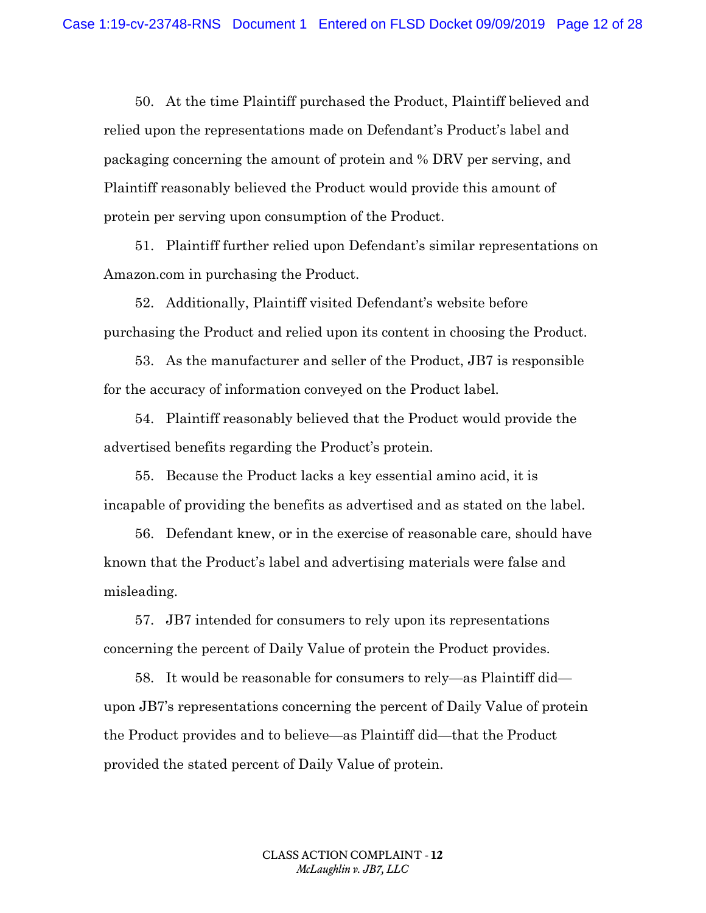50. At the time Plaintiff purchased the Product, Plaintiff believed and relied upon the representations made on Defendant's Product's label and packaging concerning the amount of protein and % DRV per serving, and Plaintiff reasonably believed the Product would provide this amount of protein per serving upon consumption of the Product.

51. Plaintiff further relied upon Defendant's similar representations on Amazon.com in purchasing the Product.

52. Additionally, Plaintiff visited Defendant's website before purchasing the Product and relied upon its content in choosing the Product.

53. As the manufacturer and seller of the Product, JB7 is responsible for the accuracy of information conveyed on the Product label.

54. Plaintiff reasonably believed that the Product would provide the advertised benefits regarding the Product's protein.

55. Because the Product lacks a key essential amino acid, it is incapable of providing the benefits as advertised and as stated on the label.

56. Defendant knew, or in the exercise of reasonable care, should have known that the Product's label and advertising materials were false and misleading.

57. JB7 intended for consumers to rely upon its representations concerning the percent of Daily Value of protein the Product provides.

58. It would be reasonable for consumers to rely—as Plaintiff did—upon JB7's representations concerning the percent of Daily Value of protein the Product provides and to believe—as Plaintiff did—that the Product provided the stated percent of Daily Value of protein.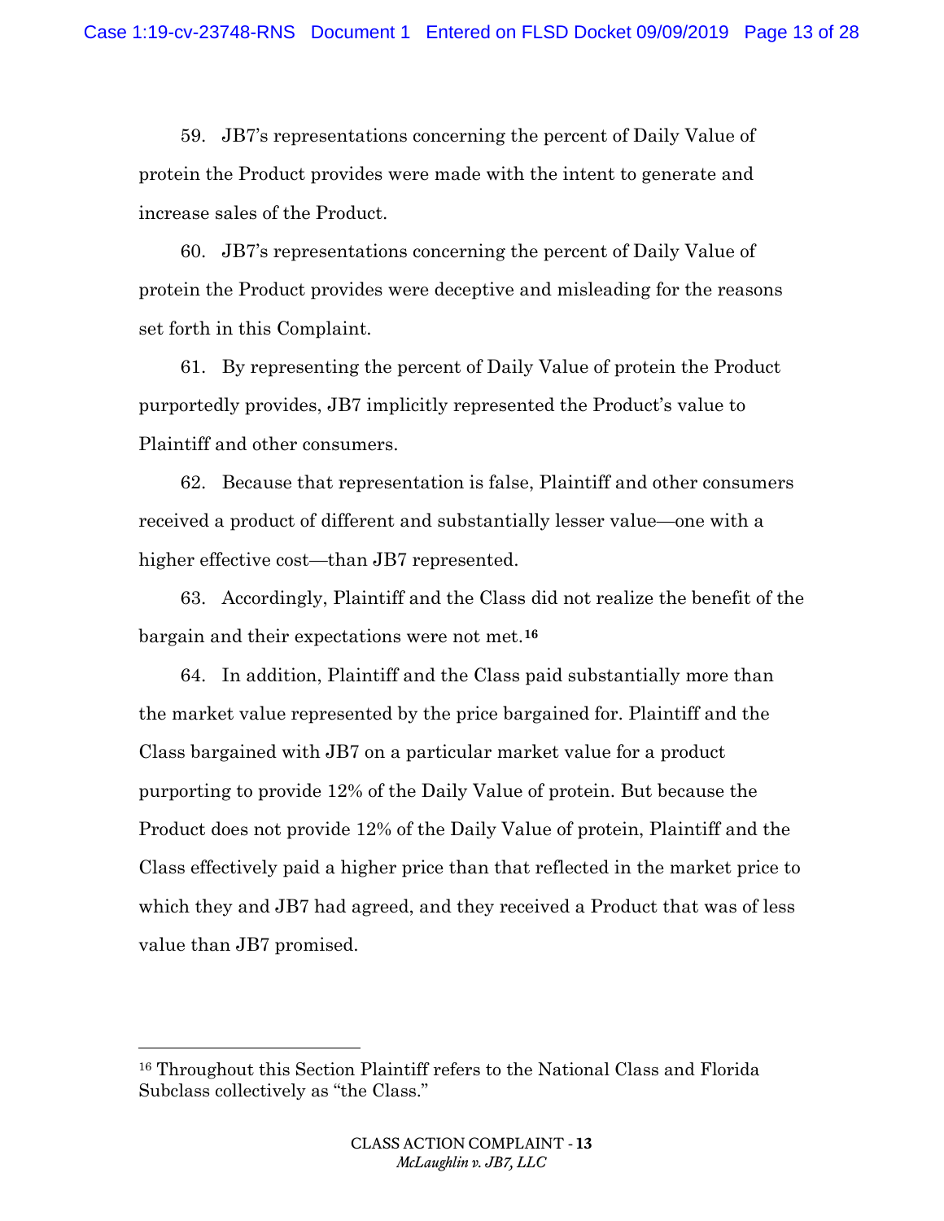59. JB7's representations concerning the percent of Daily Value of protein the Product provides were made with the intent to generate and increase sales of the Product.

60. JB7's representations concerning the percent of Daily Value of protein the Product provides were deceptive and misleading for the reasons set forth in this Complaint.

61. By representing the percent of Daily Value of protein the Product purportedly provides, JB7 implicitly represented the Product's value to Plaintiff and other consumers.

62. Because that representation is false, Plaintiff and other consumers received a product of different and substantially lesser value—one with a higher effective cost—than JB7 represented.

63. Accordingly, Plaintiff and the Class did not realize the benefit of the bargain and their expectations were not met.[16]

64. In addition, Plaintiff and the Class paid substantially more than the market value represented by the price bargained for. Plaintiff and the Class bargained with JB7 on a particular market value for a product purporting to provide 12% of the Daily Value of protein. But because the Product does not provide 12% of the Daily Value of protein, Plaintiff and the Class effectively paid a higher price than that reflected in the market price to which they and JB7 had agreed, and they received a Product that was of less value than JB7 promised.

---

[16] Throughout this Section Plaintiff refers to the National Class and Florida Subclass collectively as "the Class."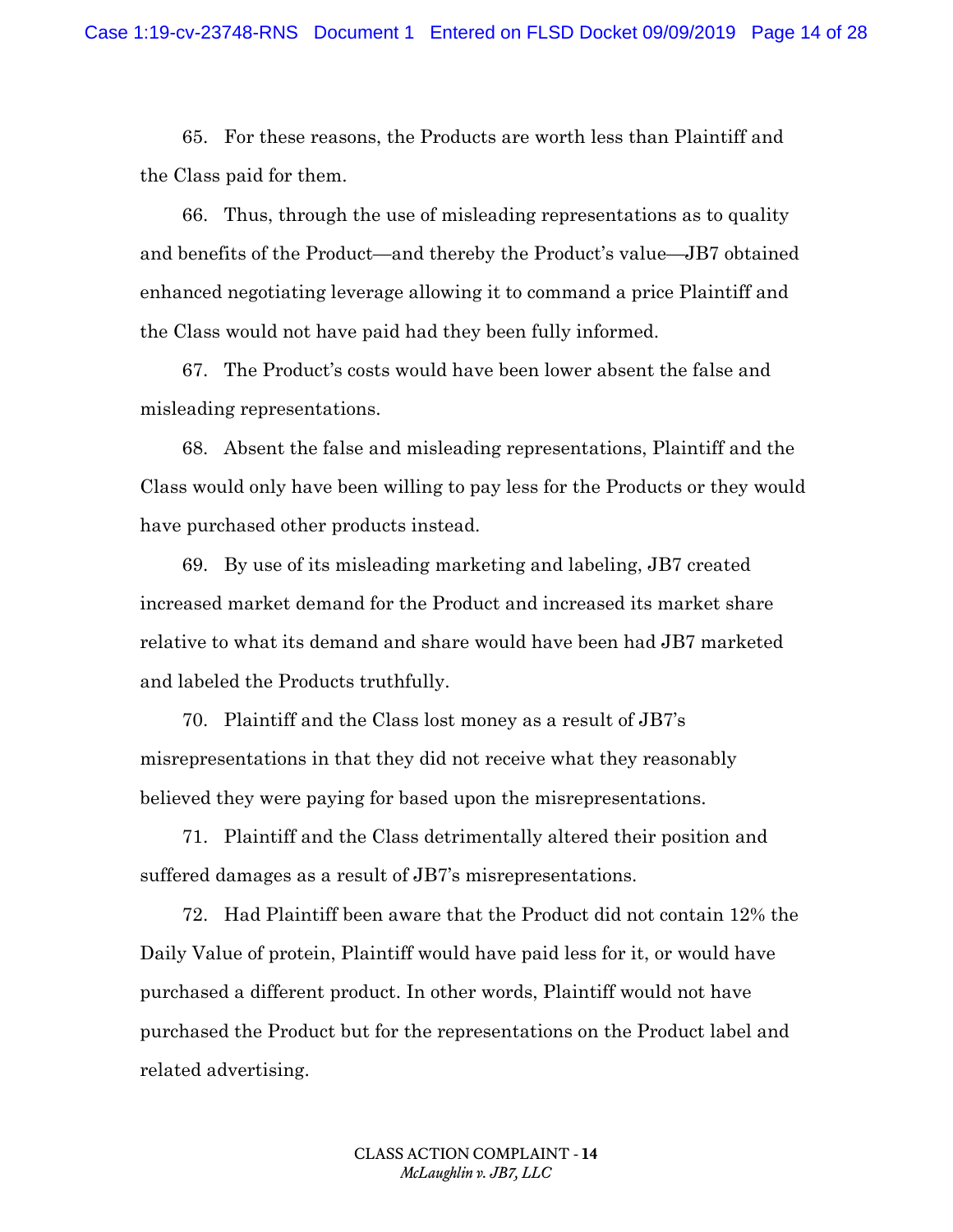65. For these reasons, the Products are worth less than Plaintiff and the Class paid for them.

66. Thus, through the use of misleading representations as to quality and benefits of the Product—and thereby the Product's value—JB7 obtained enhanced negotiating leverage allowing it to command a price Plaintiff and the Class would not have paid had they been fully informed.

67. The Product's costs would have been lower absent the false and misleading representations.

68. Absent the false and misleading representations, Plaintiff and the Class would only have been willing to pay less for the Products or they would have purchased other products instead.

69. By use of its misleading marketing and labeling, JB7 created increased market demand for the Product and increased its market share relative to what its demand and share would have been had JB7 marketed and labeled the Products truthfully.

70. Plaintiff and the Class lost money as a result of JB7's misrepresentations in that they did not receive what they reasonably believed they were paying for based upon the misrepresentations.

71. Plaintiff and the Class detrimentally altered their position and suffered damages as a result of JB7's misrepresentations.

72. Had Plaintiff been aware that the Product did not contain 12% the Daily Value of protein, Plaintiff would have paid less for it, or would have purchased a different product. In other words, Plaintiff would not have purchased the Product but for the representations on the Product label and related advertising.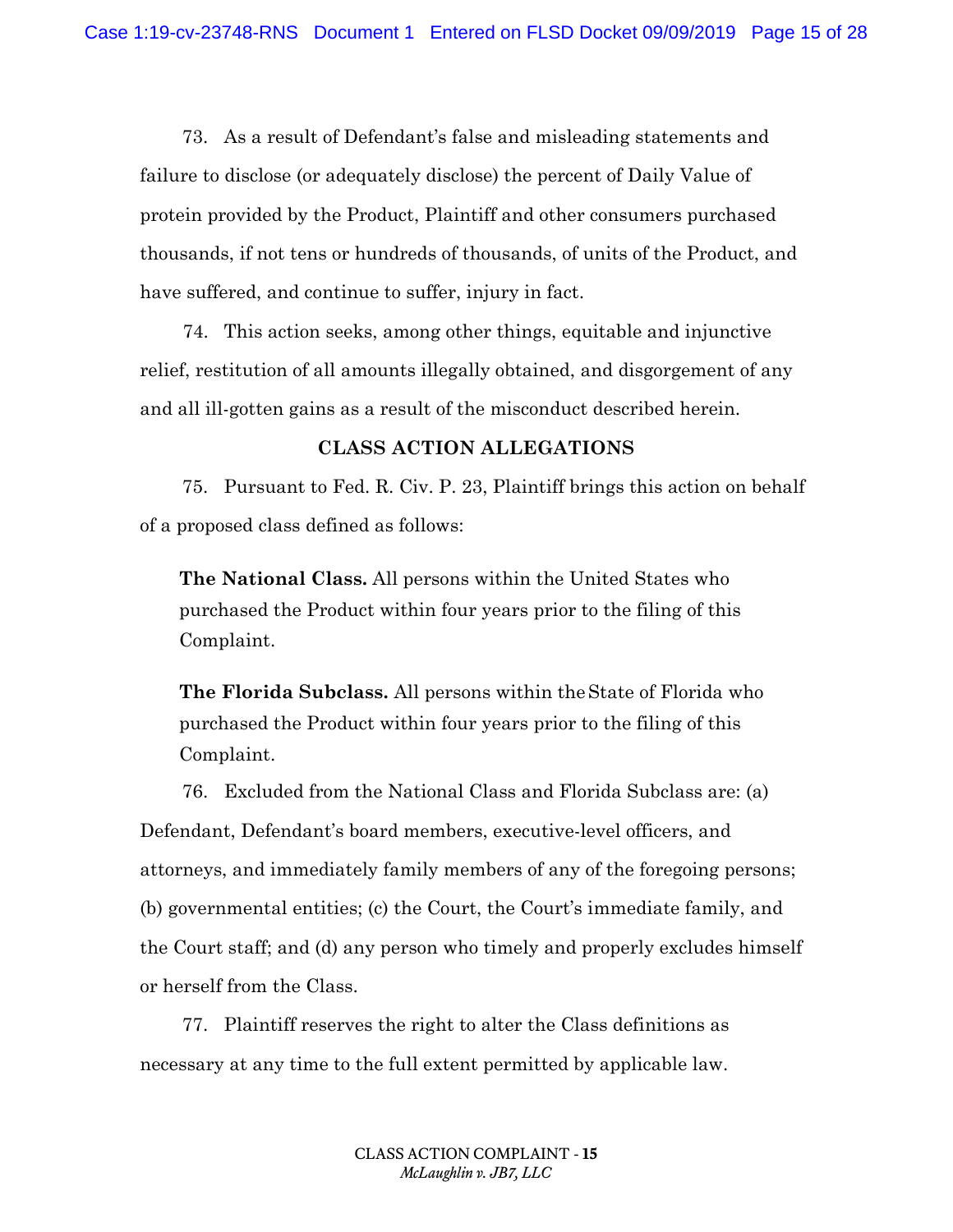73. As a result of Defendant's false and misleading statements and failure to disclose (or adequately disclose) the percent of Daily Value of protein provided by the Product, Plaintiff and other consumers purchased thousands, if not tens or hundreds of thousands, of units of the Product, and have suffered, and continue to suffer, injury in fact.

74. This action seeks, among other things, equitable and injunctive relief, restitution of all amounts illegally obtained, and disgorgement of any and all ill-gotten gains as a result of the misconduct described herein.

## CLASS ACTION ALLEGATIONS

75. Pursuant to Fed. R. Civ. P. 23, Plaintiff brings this action on behalf of a proposed class defined as follows:

> **The National Class.** All persons within the United States who purchased the Product within four years prior to the filing of this Complaint.
>
> **The Florida Subclass.** All persons within the State of Florida who purchased the Product within four years prior to the filing of this Complaint.

76. Excluded from the National Class and Florida Subclass are: (a) Defendant, Defendant's board members, executive-level officers, and attorneys, and immediately family members of any of the foregoing persons; (b) governmental entities; (c) the Court, the Court's immediate family, and the Court staff; and (d) any person who timely and properly excludes himself or herself from the Class.

77. Plaintiff reserves the right to alter the Class definitions as necessary at any time to the full extent permitted by applicable law.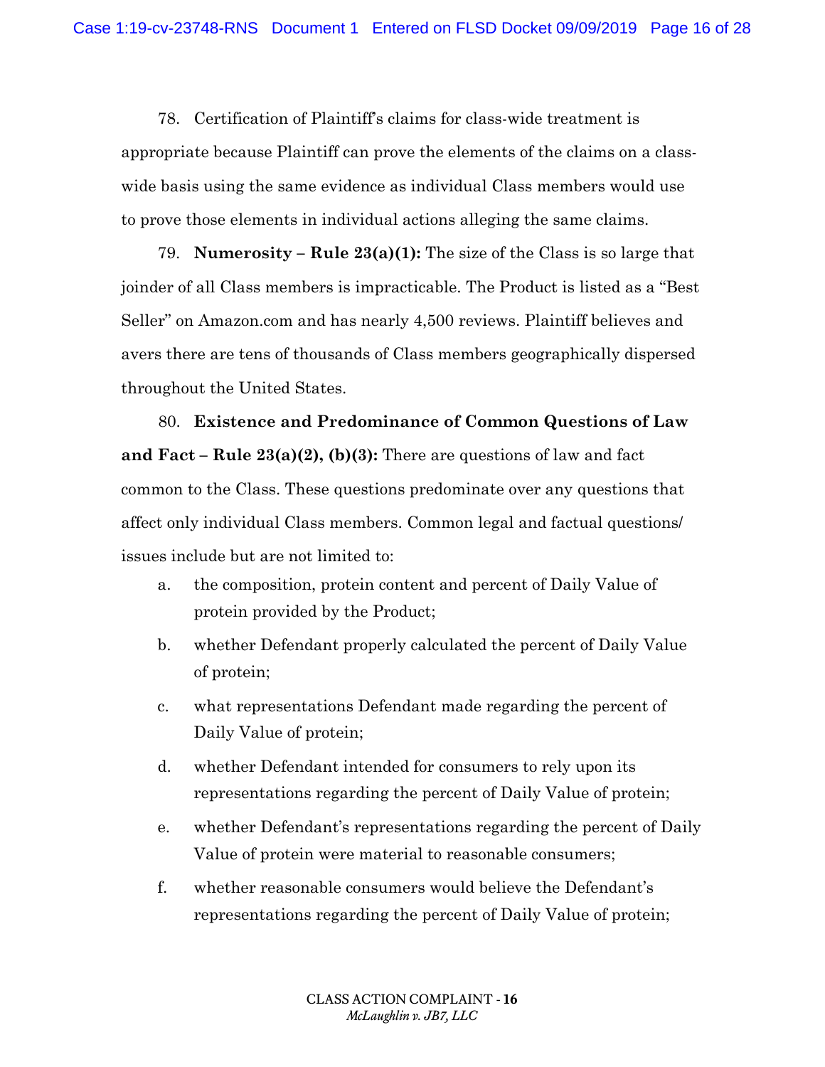78. Certification of Plaintiff's claims for class-wide treatment is appropriate because Plaintiff can prove the elements of the claims on a class-wide basis using the same evidence as individual Class members would use to prove those elements in individual actions alleging the same claims.

79. **Numerosity – Rule 23(a)(1):** The size of the Class is so large that joinder of all Class members is impracticable. The Product is listed as a "Best Seller" on Amazon.com and has nearly 4,500 reviews. Plaintiff believes and avers there are tens of thousands of Class members geographically dispersed throughout the United States.

80. **Existence and Predominance of Common Questions of Law and Fact – Rule 23(a)(2), (b)(3):** There are questions of law and fact common to the Class. These questions predominate over any questions that affect only individual Class members. Common legal and factual questions/ issues include but are not limited to:

a. the composition, protein content and percent of Daily Value of protein provided by the Product;

b. whether Defendant properly calculated the percent of Daily Value of protein;

c. what representations Defendant made regarding the percent of Daily Value of protein;

d. whether Defendant intended for consumers to rely upon its representations regarding the percent of Daily Value of protein;

e. whether Defendant's representations regarding the percent of Daily Value of protein were material to reasonable consumers;

f. whether reasonable consumers would believe the Defendant's representations regarding the percent of Daily Value of protein;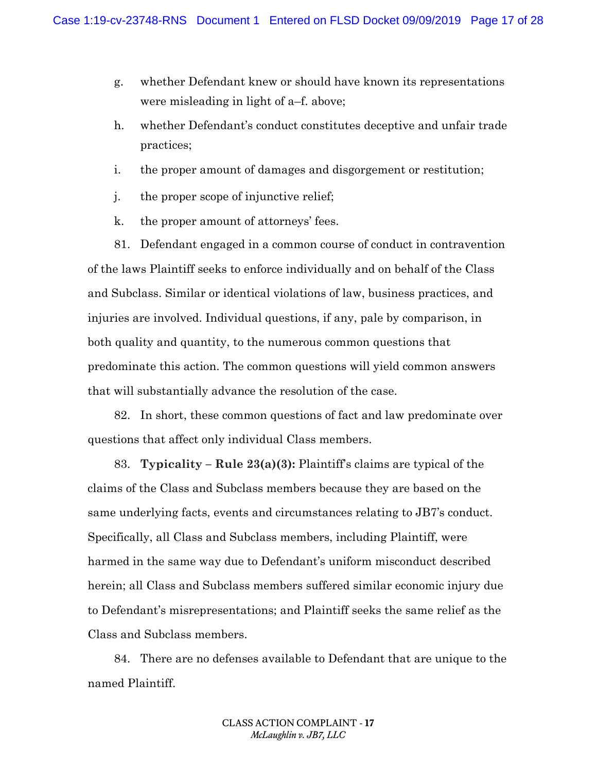g. whether Defendant knew or should have known its representations were misleading in light of a–f. above;

h. whether Defendant's conduct constitutes deceptive and unfair trade practices;

i. the proper amount of damages and disgorgement or restitution;

j. the proper scope of injunctive relief;

k. the proper amount of attorneys' fees.

81. Defendant engaged in a common course of conduct in contravention of the laws Plaintiff seeks to enforce individually and on behalf of the Class and Subclass. Similar or identical violations of law, business practices, and injuries are involved. Individual questions, if any, pale by comparison, in both quality and quantity, to the numerous common questions that predominate this action. The common questions will yield common answers that will substantially advance the resolution of the case.

82. In short, these common questions of fact and law predominate over questions that affect only individual Class members.

83. **Typicality – Rule 23(a)(3):** Plaintiff's claims are typical of the claims of the Class and Subclass members because they are based on the same underlying facts, events and circumstances relating to JB7's conduct. Specifically, all Class and Subclass members, including Plaintiff, were harmed in the same way due to Defendant's uniform misconduct described herein; all Class and Subclass members suffered similar economic injury due to Defendant's misrepresentations; and Plaintiff seeks the same relief as the Class and Subclass members.

84. There are no defenses available to Defendant that are unique to the named Plaintiff.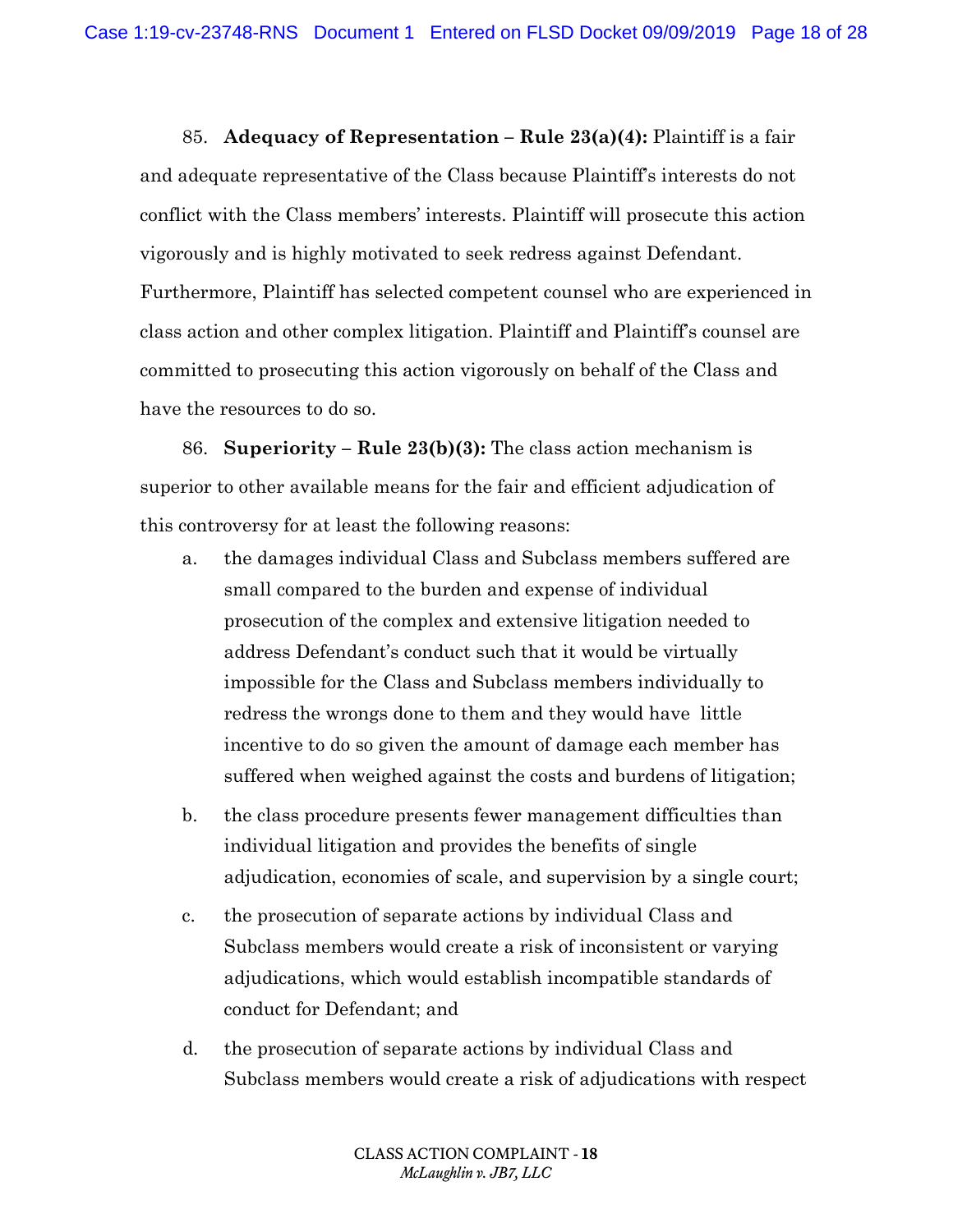85. **Adequacy of Representation – Rule 23(a)(4):** Plaintiff is a fair and adequate representative of the Class because Plaintiff's interests do not conflict with the Class members' interests. Plaintiff will prosecute this action vigorously and is highly motivated to seek redress against Defendant. Furthermore, Plaintiff has selected competent counsel who are experienced in class action and other complex litigation. Plaintiff and Plaintiff's counsel are committed to prosecuting this action vigorously on behalf of the Class and have the resources to do so.

86. **Superiority – Rule 23(b)(3):** The class action mechanism is superior to other available means for the fair and efficient adjudication of this controversy for at least the following reasons:

a. the damages individual Class and Subclass members suffered are small compared to the burden and expense of individual prosecution of the complex and extensive litigation needed to address Defendant's conduct such that it would be virtually impossible for the Class and Subclass members individually to redress the wrongs done to them and they would have little incentive to do so given the amount of damage each member has suffered when weighed against the costs and burdens of litigation;

b. the class procedure presents fewer management difficulties than individual litigation and provides the benefits of single adjudication, economies of scale, and supervision by a single court;

c. the prosecution of separate actions by individual Class and Subclass members would create a risk of inconsistent or varying adjudications, which would establish incompatible standards of conduct for Defendant; and

d. the prosecution of separate actions by individual Class and Subclass members would create a risk of adjudications with respect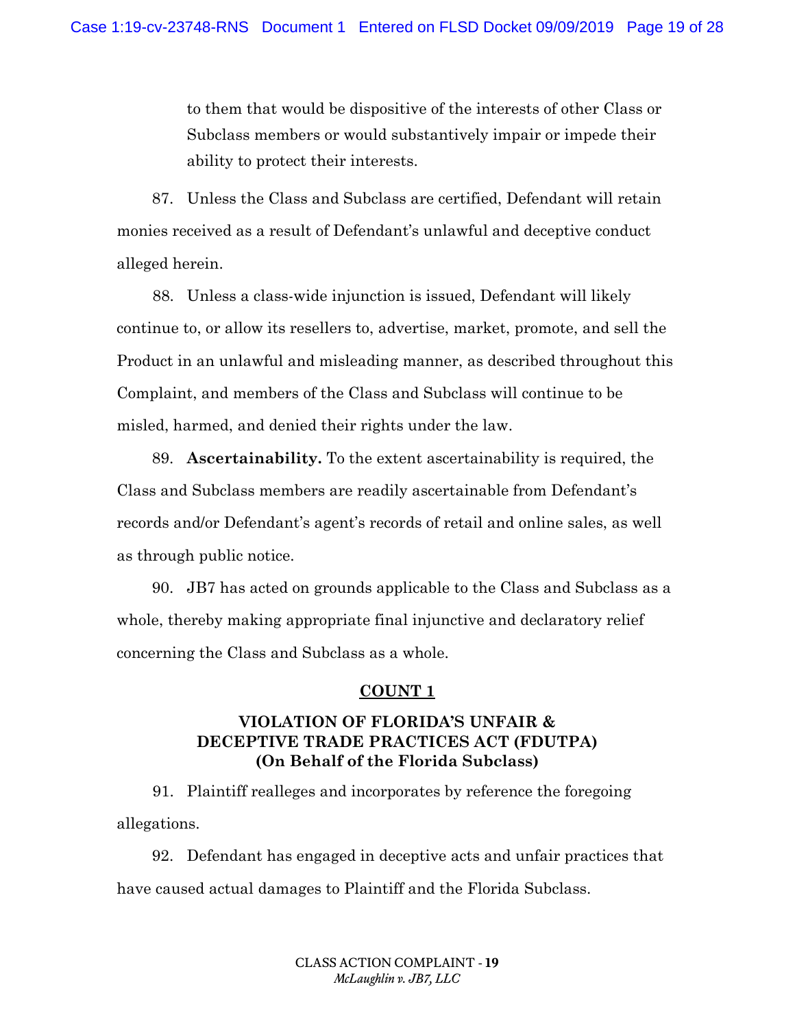to them that would be dispositive of the interests of other Class or Subclass members or would substantively impair or impede their ability to protect their interests.

87. Unless the Class and Subclass are certified, Defendant will retain monies received as a result of Defendant's unlawful and deceptive conduct alleged herein.

88. Unless a class-wide injunction is issued, Defendant will likely continue to, or allow its resellers to, advertise, market, promote, and sell the Product in an unlawful and misleading manner, as described throughout this Complaint, and members of the Class and Subclass will continue to be misled, harmed, and denied their rights under the law.

89. **Ascertainability.** To the extent ascertainability is required, the Class and Subclass members are readily ascertainable from Defendant's records and/or Defendant's agent's records of retail and online sales, as well as through public notice.

90. JB7 has acted on grounds applicable to the Class and Subclass as a whole, thereby making appropriate final injunctive and declaratory relief concerning the Class and Subclass as a whole.

## COUNT 1

### VIOLATION OF FLORIDA'S UNFAIR & DECEPTIVE TRADE PRACTICES ACT (FDUTPA) (On Behalf of the Florida Subclass)

91. Plaintiff realleges and incorporates by reference the foregoing allegations.

92. Defendant has engaged in deceptive acts and unfair practices that have caused actual damages to Plaintiff and the Florida Subclass.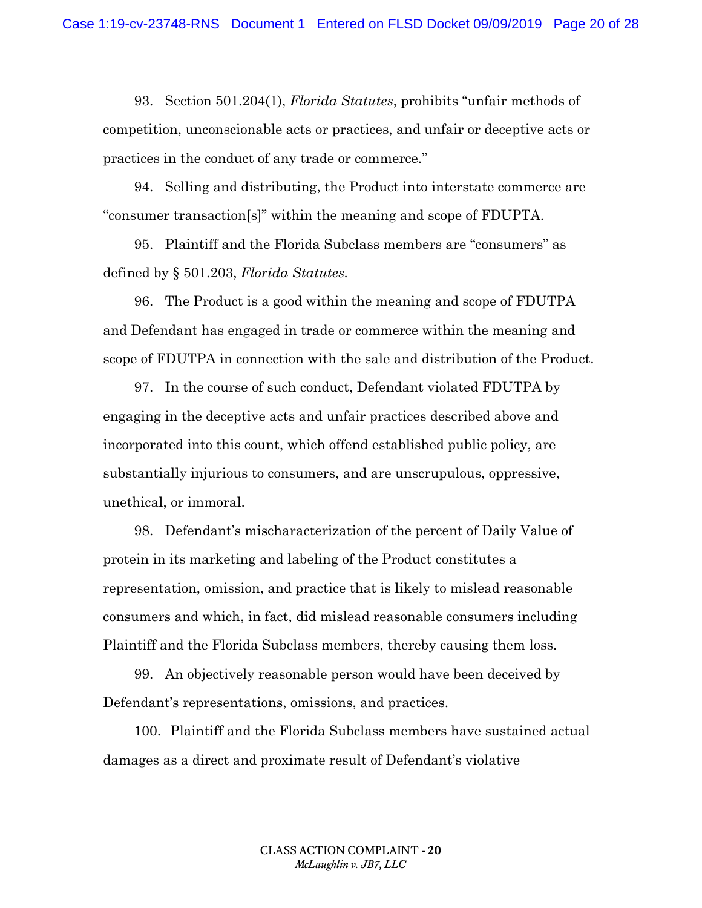93. Section 501.204(1), *Florida Statutes*, prohibits "unfair methods of competition, unconscionable acts or practices, and unfair or deceptive acts or practices in the conduct of any trade or commerce."

94. Selling and distributing, the Product into interstate commerce are "consumer transaction[s]" within the meaning and scope of FDUPTA.

95. Plaintiff and the Florida Subclass members are "consumers" as defined by § 501.203, *Florida Statutes.*

96. The Product is a good within the meaning and scope of FDUTPA and Defendant has engaged in trade or commerce within the meaning and scope of FDUTPA in connection with the sale and distribution of the Product.

97. In the course of such conduct, Defendant violated FDUTPA by engaging in the deceptive acts and unfair practices described above and incorporated into this count, which offend established public policy, are substantially injurious to consumers, and are unscrupulous, oppressive, unethical, or immoral.

98. Defendant's mischaracterization of the percent of Daily Value of protein in its marketing and labeling of the Product constitutes a representation, omission, and practice that is likely to mislead reasonable consumers and which, in fact, did mislead reasonable consumers including Plaintiff and the Florida Subclass members, thereby causing them loss.

99. An objectively reasonable person would have been deceived by Defendant's representations, omissions, and practices.

100. Plaintiff and the Florida Subclass members have sustained actual damages as a direct and proximate result of Defendant's violative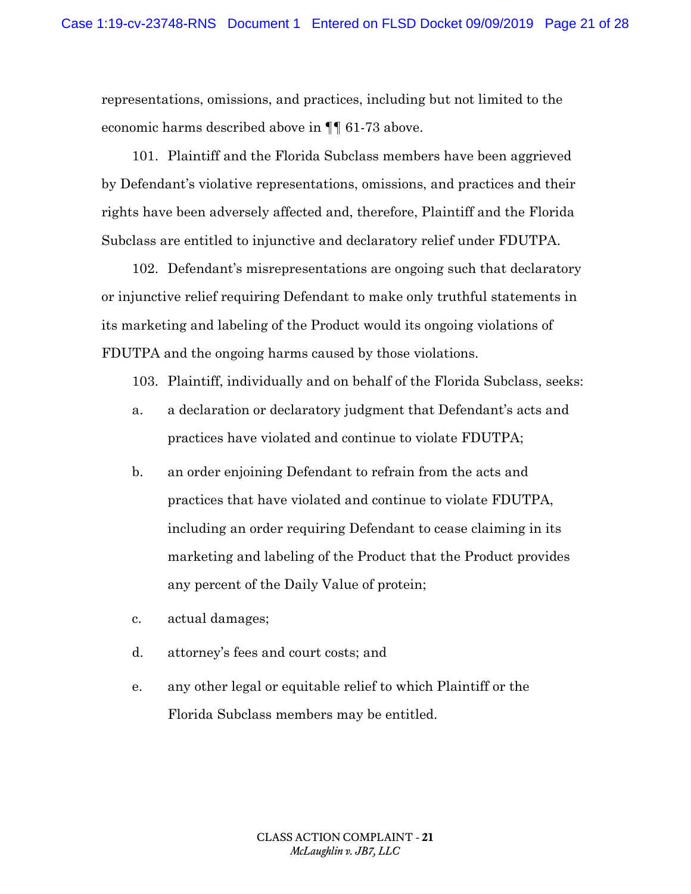representations, omissions, and practices, including but not limited to the economic harms described above in ¶¶ 61-73 above.

101. Plaintiff and the Florida Subclass members have been aggrieved by Defendant's violative representations, omissions, and practices and their rights have been adversely affected and, therefore, Plaintiff and the Florida Subclass are entitled to injunctive and declaratory relief under FDUTPA.

102. Defendant's misrepresentations are ongoing such that declaratory or injunctive relief requiring Defendant to make only truthful statements in its marketing and labeling of the Product would its ongoing violations of FDUTPA and the ongoing harms caused by those violations.

103. Plaintiff, individually and on behalf of the Florida Subclass, seeks:

a. a declaration or declaratory judgment that Defendant's acts and practices have violated and continue to violate FDUTPA;

b. an order enjoining Defendant to refrain from the acts and practices that have violated and continue to violate FDUTPA, including an order requiring Defendant to cease claiming in its marketing and labeling of the Product that the Product provides any percent of the Daily Value of protein;

c. actual damages;

d. attorney's fees and court costs; and

e. any other legal or equitable relief to which Plaintiff or the Florida Subclass members may be entitled.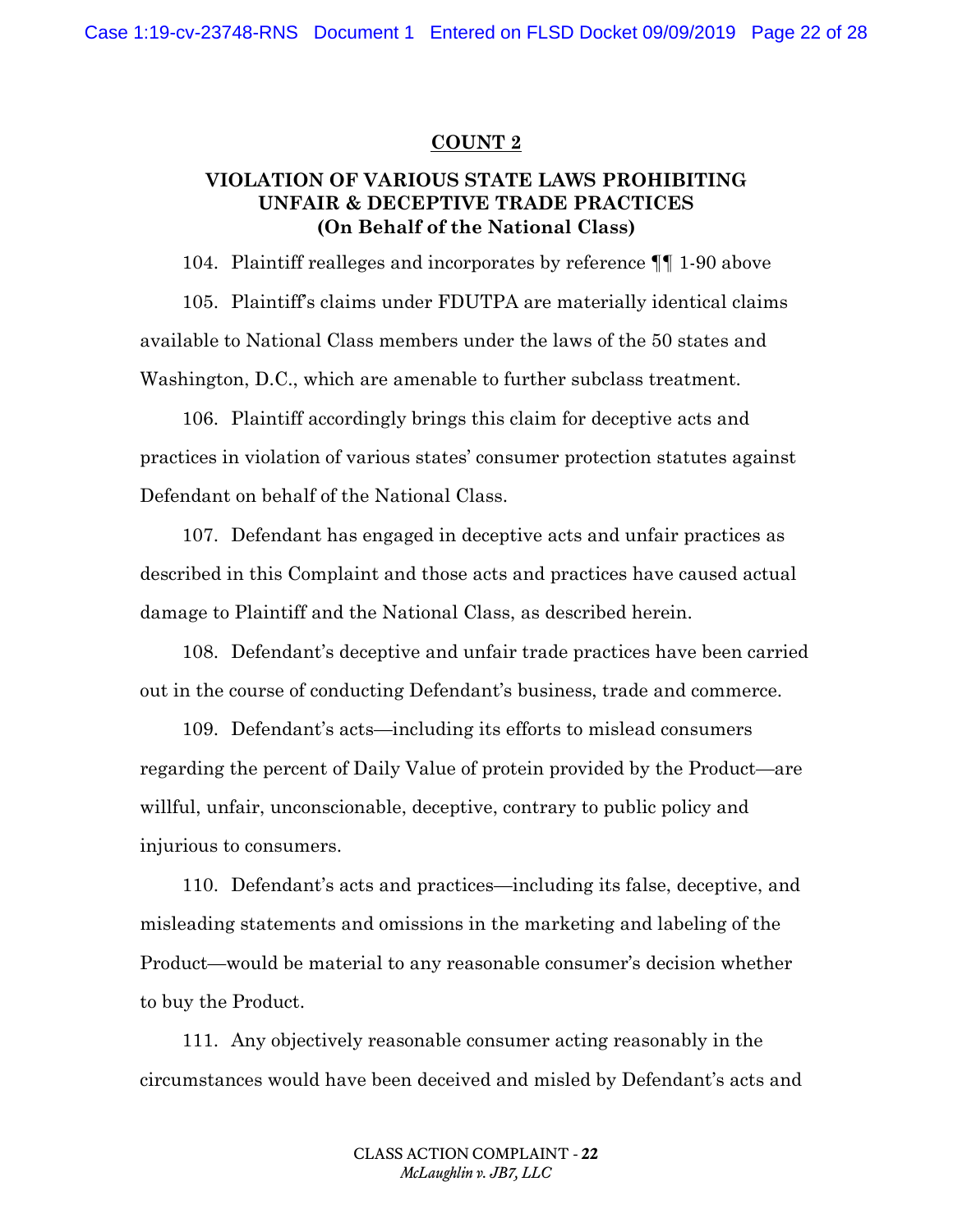**COUNT 2**

**VIOLATION OF VARIOUS STATE LAWS PROHIBITING UNFAIR & DECEPTIVE TRADE PRACTICES (On Behalf of the National Class)**

104. Plaintiff realleges and incorporates by reference ¶¶ 1-90 above

105. Plaintiff's claims under FDUTPA are materially identical claims available to National Class members under the laws of the 50 states and Washington, D.C., which are amenable to further subclass treatment.

106. Plaintiff accordingly brings this claim for deceptive acts and practices in violation of various states' consumer protection statutes against Defendant on behalf of the National Class.

107. Defendant has engaged in deceptive acts and unfair practices as described in this Complaint and those acts and practices have caused actual damage to Plaintiff and the National Class, as described herein.

108. Defendant's deceptive and unfair trade practices have been carried out in the course of conducting Defendant's business, trade and commerce.

109. Defendant's acts—including its efforts to mislead consumers regarding the percent of Daily Value of protein provided by the Product—are willful, unfair, unconscionable, deceptive, contrary to public policy and injurious to consumers.

110. Defendant's acts and practices—including its false, deceptive, and misleading statements and omissions in the marketing and labeling of the Product—would be material to any reasonable consumer's decision whether to buy the Product.

111. Any objectively reasonable consumer acting reasonably in the circumstances would have been deceived and misled by Defendant's acts and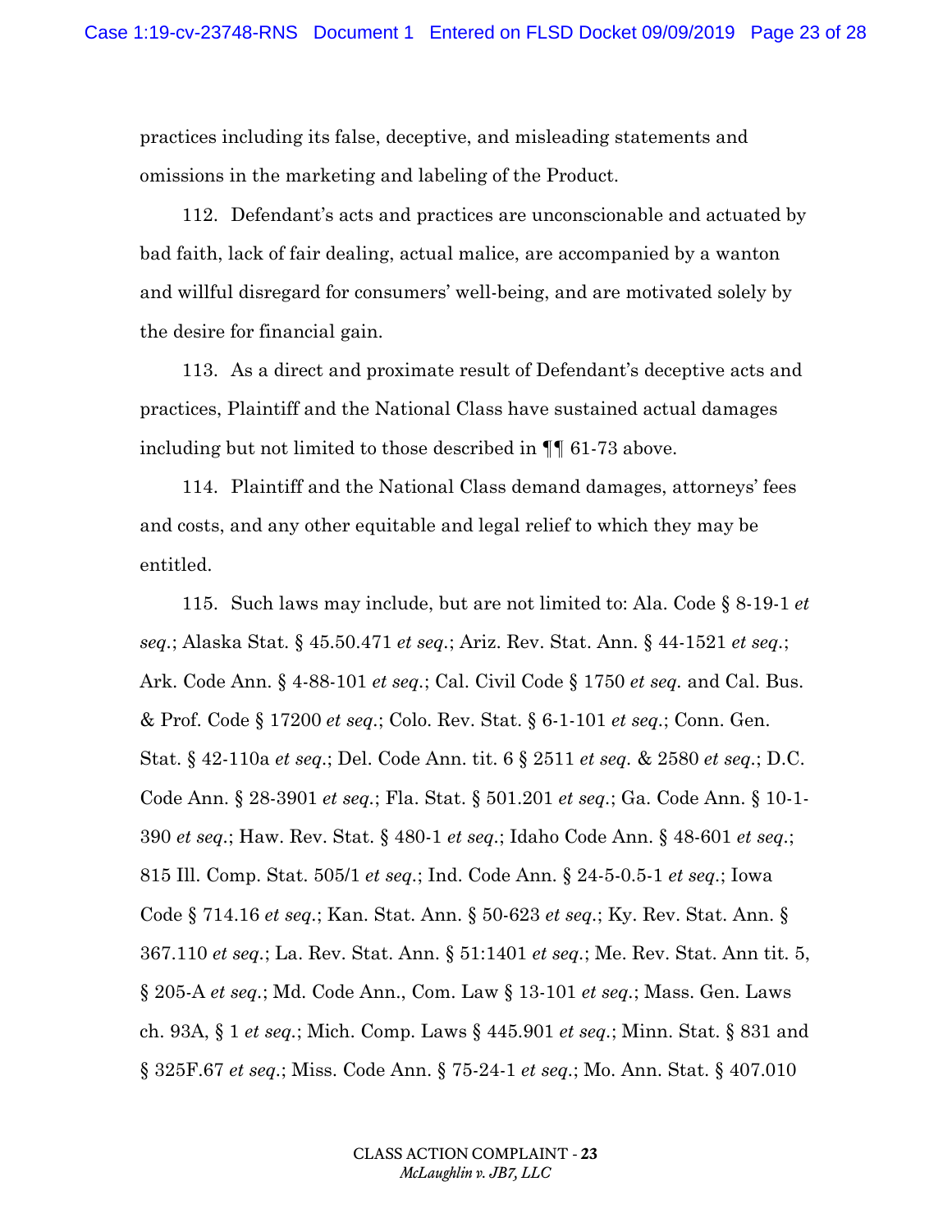practices including its false, deceptive, and misleading statements and omissions in the marketing and labeling of the Product.

112. Defendant's acts and practices are unconscionable and actuated by bad faith, lack of fair dealing, actual malice, are accompanied by a wanton and willful disregard for consumers' well-being, and are motivated solely by the desire for financial gain.

113. As a direct and proximate result of Defendant's deceptive acts and practices, Plaintiff and the National Class have sustained actual damages including but not limited to those described in ¶¶ 61-73 above.

114. Plaintiff and the National Class demand damages, attorneys' fees and costs, and any other equitable and legal relief to which they may be entitled.

115. Such laws may include, but are not limited to: Ala. Code § 8-19-1 *et seq.*; Alaska Stat. § 45.50.471 *et seq.*; Ariz. Rev. Stat. Ann. § 44-1521 *et seq.*; Ark. Code Ann. § 4-88-101 *et seq.*; Cal. Civil Code § 1750 *et seq.* and Cal. Bus. & Prof. Code § 17200 *et seq.*; Colo. Rev. Stat. § 6-1-101 *et seq.*; Conn. Gen. Stat. § 42-110a *et seq.*; Del. Code Ann. tit. 6 § 2511 *et seq.* & 2580 *et seq.*; D.C. Code Ann. § 28-3901 *et seq.*; Fla. Stat. § 501.201 *et seq.*; Ga. Code Ann. § 10-1-390 *et seq.*; Haw. Rev. Stat. § 480-1 *et seq.*; Idaho Code Ann. § 48-601 *et seq.*; 815 Ill. Comp. Stat. 505/1 *et seq.*; Ind. Code Ann. § 24-5-0.5-1 *et seq.*; Iowa Code § 714.16 *et seq.*; Kan. Stat. Ann. § 50-623 *et seq.*; Ky. Rev. Stat. Ann. § 367.110 *et seq.*; La. Rev. Stat. Ann. § 51:1401 *et seq.*; Me. Rev. Stat. Ann tit. 5, § 205-A *et seq.*; Md. Code Ann., Com. Law § 13-101 *et seq.*; Mass. Gen. Laws ch. 93A, § 1 *et seq.*; Mich. Comp. Laws § 445.901 *et seq.*; Minn. Stat. § 831 and § 325F.67 *et seq.*; Miss. Code Ann. § 75-24-1 *et seq.*; Mo. Ann. Stat. § 407.010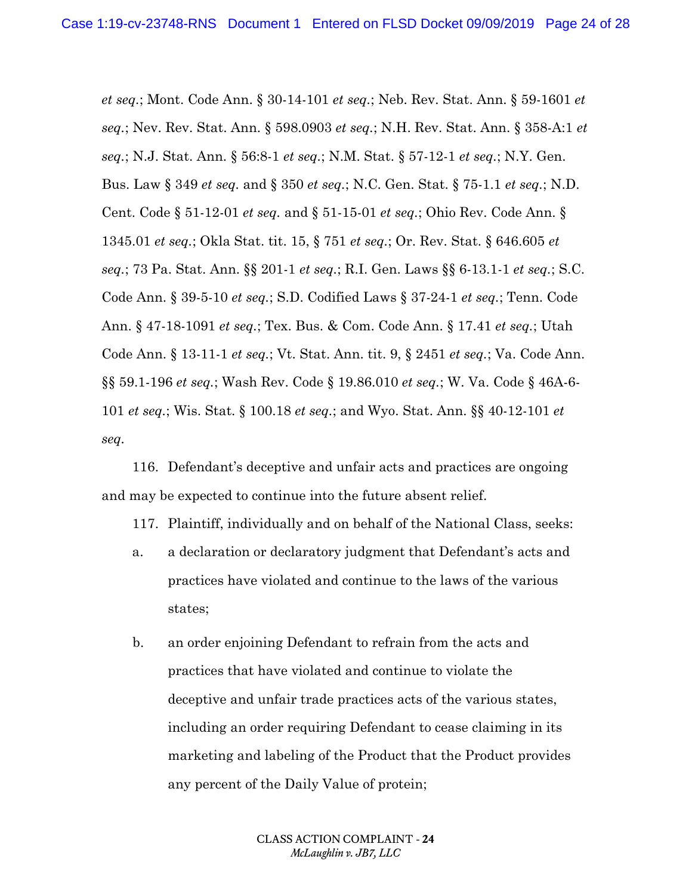*et seq.*; Mont. Code Ann. § 30-14-101 *et seq.*; Neb. Rev. Stat. Ann. § 59-1601 *et seq.*; Nev. Rev. Stat. Ann. § 598.0903 *et seq.*; N.H. Rev. Stat. Ann. § 358-A:1 *et seq.*; N.J. Stat. Ann. § 56:8-1 *et seq.*; N.M. Stat. § 57-12-1 *et seq.*; N.Y. Gen. Bus. Law § 349 *et seq.* and § 350 *et seq.*; N.C. Gen. Stat. § 75-1.1 *et seq.*; N.D. Cent. Code § 51-12-01 *et seq.* and § 51-15-01 *et seq.*; Ohio Rev. Code Ann. § 1345.01 *et seq.*; Okla Stat. tit. 15, § 751 *et seq.*; Or. Rev. Stat. § 646.605 *et seq.*; 73 Pa. Stat. Ann. §§ 201-1 *et seq.*; R.I. Gen. Laws §§ 6-13.1-1 *et seq.*; S.C. Code Ann. § 39-5-10 *et seq.*; S.D. Codified Laws § 37-24-1 *et seq.*; Tenn. Code Ann. § 47-18-1091 *et seq.*; Tex. Bus. & Com. Code Ann. § 17.41 *et seq.*; Utah Code Ann. § 13-11-1 *et seq.*; Vt. Stat. Ann. tit. 9, § 2451 *et seq.*; Va. Code Ann. §§ 59.1-196 *et seq.*; Wash Rev. Code § 19.86.010 *et seq.*; W. Va. Code § 46A-6-101 *et seq.*; Wis. Stat. § 100.18 *et seq.*; and Wyo. Stat. Ann. §§ 40-12-101 *et seq.*

116. Defendant's deceptive and unfair acts and practices are ongoing and may be expected to continue into the future absent relief.

117. Plaintiff, individually and on behalf of the National Class, seeks:

a. a declaration or declaratory judgment that Defendant's acts and practices have violated and continue to the laws of the various states;

b. an order enjoining Defendant to refrain from the acts and practices that have violated and continue to violate the deceptive and unfair trade practices acts of the various states, including an order requiring Defendant to cease claiming in its marketing and labeling of the Product that the Product provides any percent of the Daily Value of protein;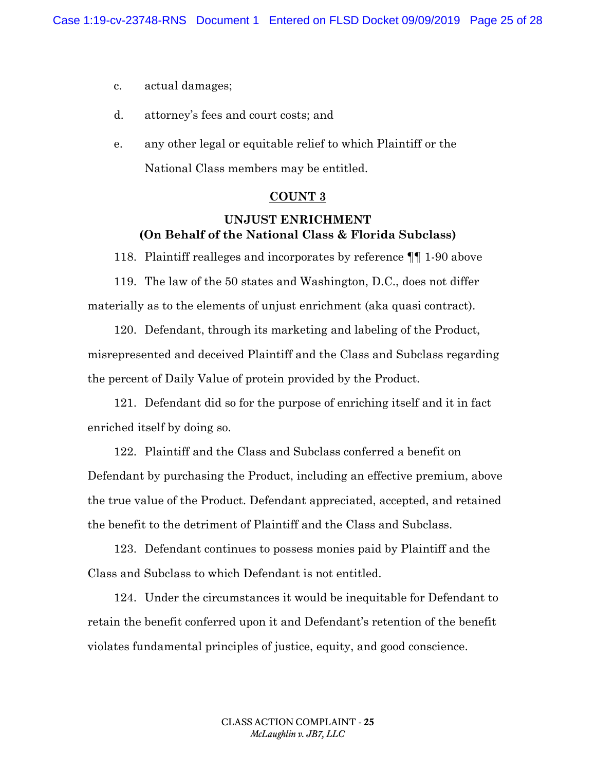c. actual damages;

d. attorney's fees and court costs; and

e. any other legal or equitable relief to which Plaintiff or the National Class members may be entitled.

**COUNT 3**

**UNJUST ENRICHMENT**
**(On Behalf of the National Class & Florida Subclass)**

118. Plaintiff realleges and incorporates by reference ¶¶ 1-90 above

119. The law of the 50 states and Washington, D.C., does not differ materially as to the elements of unjust enrichment (aka quasi contract).

120. Defendant, through its marketing and labeling of the Product, misrepresented and deceived Plaintiff and the Class and Subclass regarding the percent of Daily Value of protein provided by the Product.

121. Defendant did so for the purpose of enriching itself and it in fact enriched itself by doing so.

122. Plaintiff and the Class and Subclass conferred a benefit on Defendant by purchasing the Product, including an effective premium, above the true value of the Product. Defendant appreciated, accepted, and retained the benefit to the detriment of Plaintiff and the Class and Subclass.

123. Defendant continues to possess monies paid by Plaintiff and the Class and Subclass to which Defendant is not entitled.

124. Under the circumstances it would be inequitable for Defendant to retain the benefit conferred upon it and Defendant's retention of the benefit violates fundamental principles of justice, equity, and good conscience.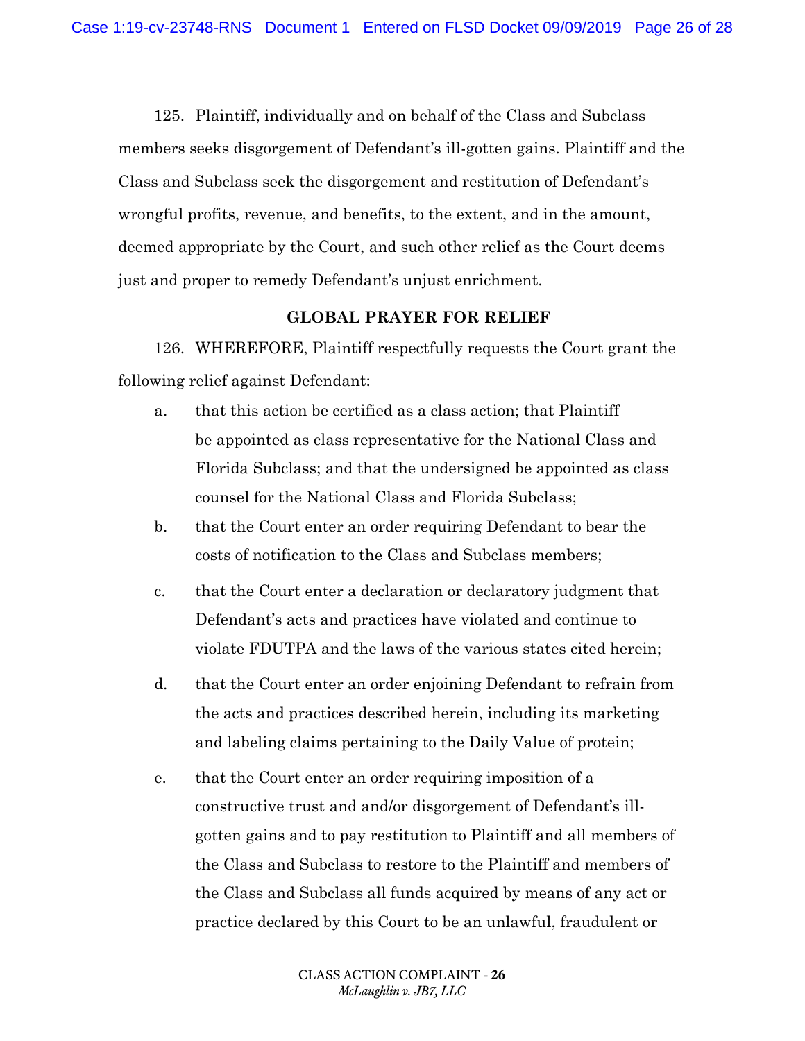125. Plaintiff, individually and on behalf of the Class and Subclass members seeks disgorgement of Defendant's ill-gotten gains. Plaintiff and the Class and Subclass seek the disgorgement and restitution of Defendant's wrongful profits, revenue, and benefits, to the extent, and in the amount, deemed appropriate by the Court, and such other relief as the Court deems just and proper to remedy Defendant's unjust enrichment.

**GLOBAL PRAYER FOR RELIEF**

126. WHEREFORE, Plaintiff respectfully requests the Court grant the following relief against Defendant:

a. that this action be certified as a class action; that Plaintiff be appointed as class representative for the National Class and Florida Subclass; and that the undersigned be appointed as class counsel for the National Class and Florida Subclass;

b. that the Court enter an order requiring Defendant to bear the costs of notification to the Class and Subclass members;

c. that the Court enter a declaration or declaratory judgment that Defendant's acts and practices have violated and continue to violate FDUTPA and the laws of the various states cited herein;

d. that the Court enter an order enjoining Defendant to refrain from the acts and practices described herein, including its marketing and labeling claims pertaining to the Daily Value of protein;

e. that the Court enter an order requiring imposition of a constructive trust and and/or disgorgement of Defendant's ill-gotten gains and to pay restitution to Plaintiff and all members of the Class and Subclass to restore to the Plaintiff and members of the Class and Subclass all funds acquired by means of any act or practice declared by this Court to be an unlawful, fraudulent or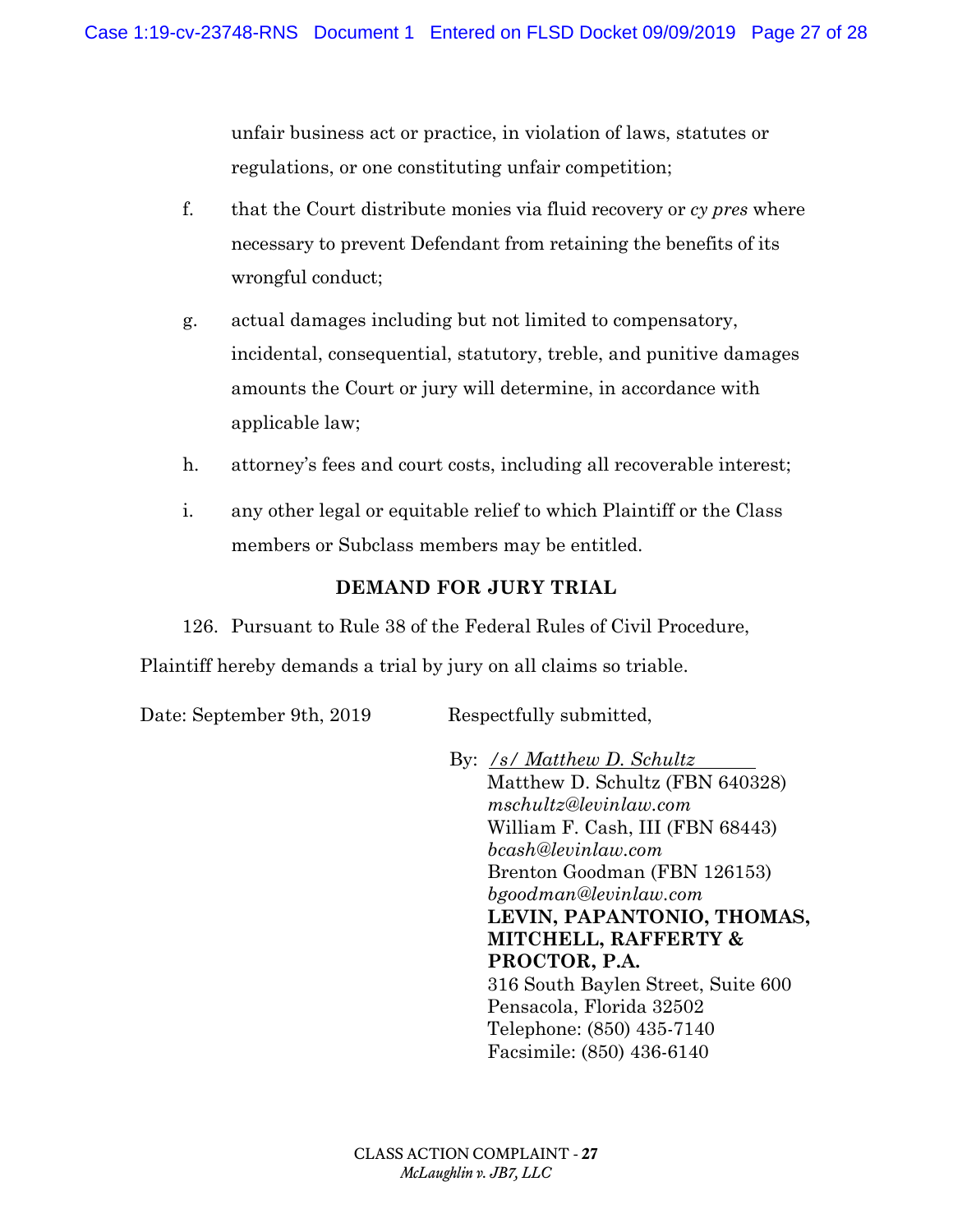unfair business act or practice, in violation of laws, statutes or regulations, or one constituting unfair competition;

f. that the Court distribute monies via fluid recovery or *cy pres* where necessary to prevent Defendant from retaining the benefits of its wrongful conduct;

g. actual damages including but not limited to compensatory, incidental, consequential, statutory, treble, and punitive damages amounts the Court or jury will determine, in accordance with applicable law;

h. attorney's fees and court costs, including all recoverable interest;

i. any other legal or equitable relief to which Plaintiff or the Class members or Subclass members may be entitled.

**DEMAND FOR JURY TRIAL**

126. Pursuant to Rule 38 of the Federal Rules of Civil Procedure, Plaintiff hereby demands a trial by jury on all claims so triable.

Date: September 9th, 2019

Respectfully submitted,

By: */s/ Matthew D. Schultz*
Matthew D. Schultz (FBN 640328)
*mschultz@levinlaw.com*
William F. Cash, III (FBN 68443)
*bcash@levinlaw.com*
Brenton Goodman (FBN 126153)
*bgoodman@levinlaw.com*
**LEVIN, PAPANTONIO, THOMAS, MITCHELL, RAFFERTY & PROCTOR, P.A.**
316 South Baylen Street, Suite 600
Pensacola, Florida 32502
Telephone: (850) 435-7140
Facsimile: (850) 436-6140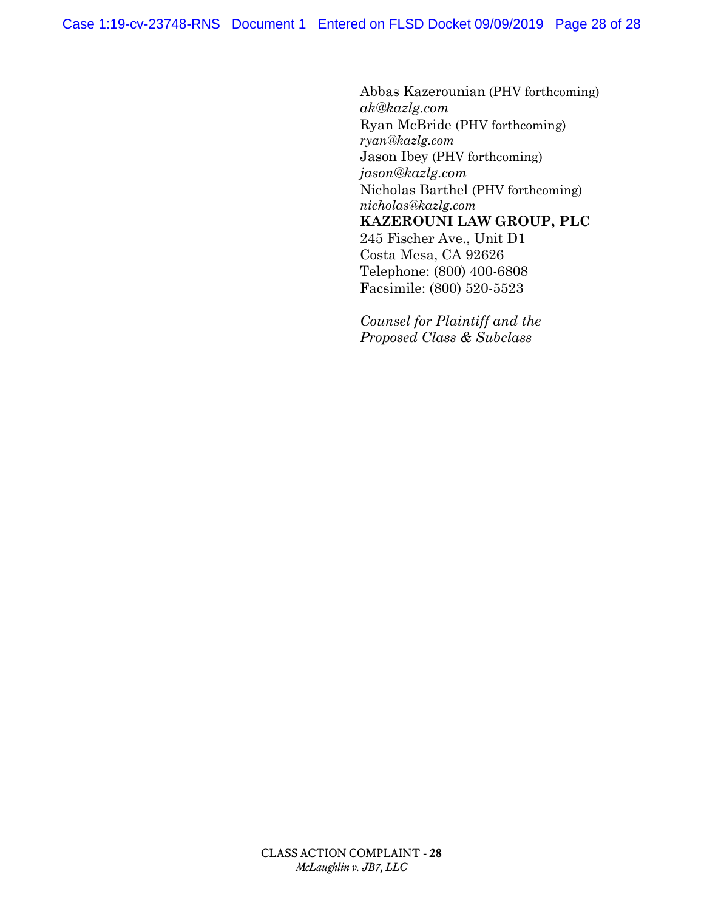Abbas Kazerounian (PHV forthcoming)
*ak@kazlg.com*
Ryan McBride (PHV forthcoming)
*ryan@kazlg.com*
Jason Ibey (PHV forthcoming)
*jason@kazlg.com*
Nicholas Barthel (PHV forthcoming)
*nicholas@kazlg.com*
**KAZEROUNI LAW GROUP, PLC**
245 Fischer Ave., Unit D1
Costa Mesa, CA 92626
Telephone: (800) 400-6808
Facsimile: (800) 520-5523

*Counsel for Plaintiff and the Proposed Class & Subclass*